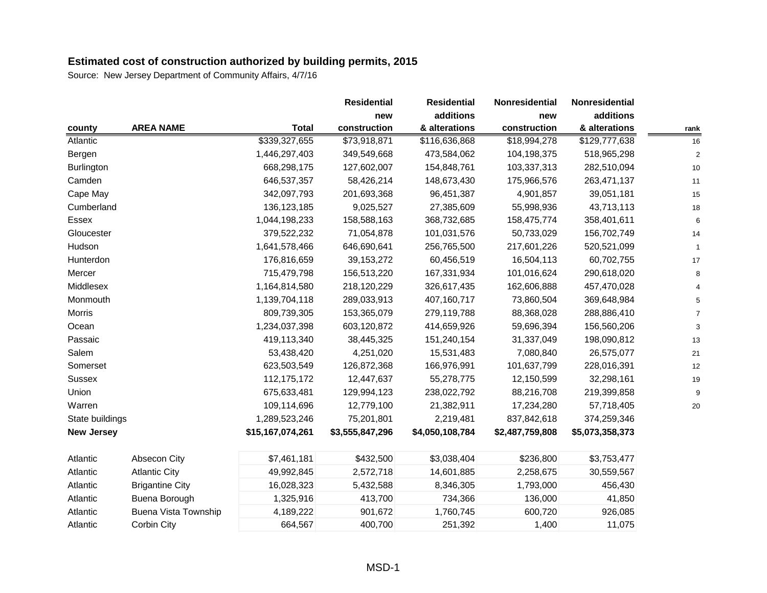## Estimated cost of construction authorized by building permits, 2015

Source: New Jersey Department of Community Affairs, 4/7/16

| county | AREA NAME | Total | Residential new construction | Residential additions & alterations | Nonresidential new construction | Nonresidential additions & alterations | rank |
|---|---|---|---|---|---|---|---|
| Atlantic | | $339,327,655 | $73,918,871 | $116,636,868 | $18,994,278 | $129,777,638 | 16 |
| Bergen | | 1,446,297,403 | 349,549,668 | 473,584,062 | 104,198,375 | 518,965,298 | 2 |
| Burlington | | 668,298,175 | 127,602,007 | 154,848,761 | 103,337,313 | 282,510,094 | 10 |
| Camden | | 646,537,357 | 58,426,214 | 148,673,430 | 175,966,576 | 263,471,137 | 11 |
| Cape May | | 342,097,793 | 201,693,368 | 96,451,387 | 4,901,857 | 39,051,181 | 15 |
| Cumberland | | 136,123,185 | 9,025,527 | 27,385,609 | 55,998,936 | 43,713,113 | 18 |
| Essex | | 1,044,198,233 | 158,588,163 | 368,732,685 | 158,475,774 | 358,401,611 | 6 |
| Gloucester | | 379,522,232 | 71,054,878 | 101,031,576 | 50,733,029 | 156,702,749 | 14 |
| Hudson | | 1,641,578,466 | 646,690,641 | 256,765,500 | 217,601,226 | 520,521,099 | 1 |
| Hunterdon | | 176,816,659 | 39,153,272 | 60,456,519 | 16,504,113 | 60,702,755 | 17 |
| Mercer | | 715,479,798 | 156,513,220 | 167,331,934 | 101,016,624 | 290,618,020 | 8 |
| Middlesex | | 1,164,814,580 | 218,120,229 | 326,617,435 | 162,606,888 | 457,470,028 | 4 |
| Monmouth | | 1,139,704,118 | 289,033,913 | 407,160,717 | 73,860,504 | 369,648,984 | 5 |
| Morris | | 809,739,305 | 153,365,079 | 279,119,788 | 88,368,028 | 288,886,410 | 7 |
| Ocean | | 1,234,037,398 | 603,120,872 | 414,659,926 | 59,696,394 | 156,560,206 | 3 |
| Passaic | | 419,113,340 | 38,445,325 | 151,240,154 | 31,337,049 | 198,090,812 | 13 |
| Salem | | 53,438,420 | 4,251,020 | 15,531,483 | 7,080,840 | 26,575,077 | 21 |
| Somerset | | 623,503,549 | 126,872,368 | 166,976,991 | 101,637,799 | 228,016,391 | 12 |
| Sussex | | 112,175,172 | 12,447,637 | 55,278,775 | 12,150,599 | 32,298,161 | 19 |
| Union | | 675,633,481 | 129,994,123 | 238,022,792 | 88,216,708 | 219,399,858 | 9 |
| Warren | | 109,114,696 | 12,779,100 | 21,382,911 | 17,234,280 | 57,718,405 | 20 |
| State buildings | | 1,289,523,246 | 75,201,801 | 2,219,481 | 837,842,618 | 374,259,346 | |
| **New Jersey** | | **$15,167,074,261** | **$3,555,847,296** | **$4,050,108,784** | **$2,487,759,808** | **$5,073,358,373** | |
| | | | | | | | |
| Atlantic | Absecon City | $7,461,181 | $432,500 | $3,038,404 | $236,800 | $3,753,477 | |
| Atlantic | Atlantic City | 49,992,845 | 2,572,718 | 14,601,885 | 2,258,675 | 30,559,567 | |
| Atlantic | Brigantine City | 16,028,323 | 5,432,588 | 8,346,305 | 1,793,000 | 456,430 | |
| Atlantic | Buena Borough | 1,325,916 | 413,700 | 734,366 | 136,000 | 41,850 | |
| Atlantic | Buena Vista Township | 4,189,222 | 901,672 | 1,760,745 | 600,720 | 926,085 | |
| Atlantic | Corbin City | 664,567 | 400,700 | 251,392 | 1,400 | 11,075 | |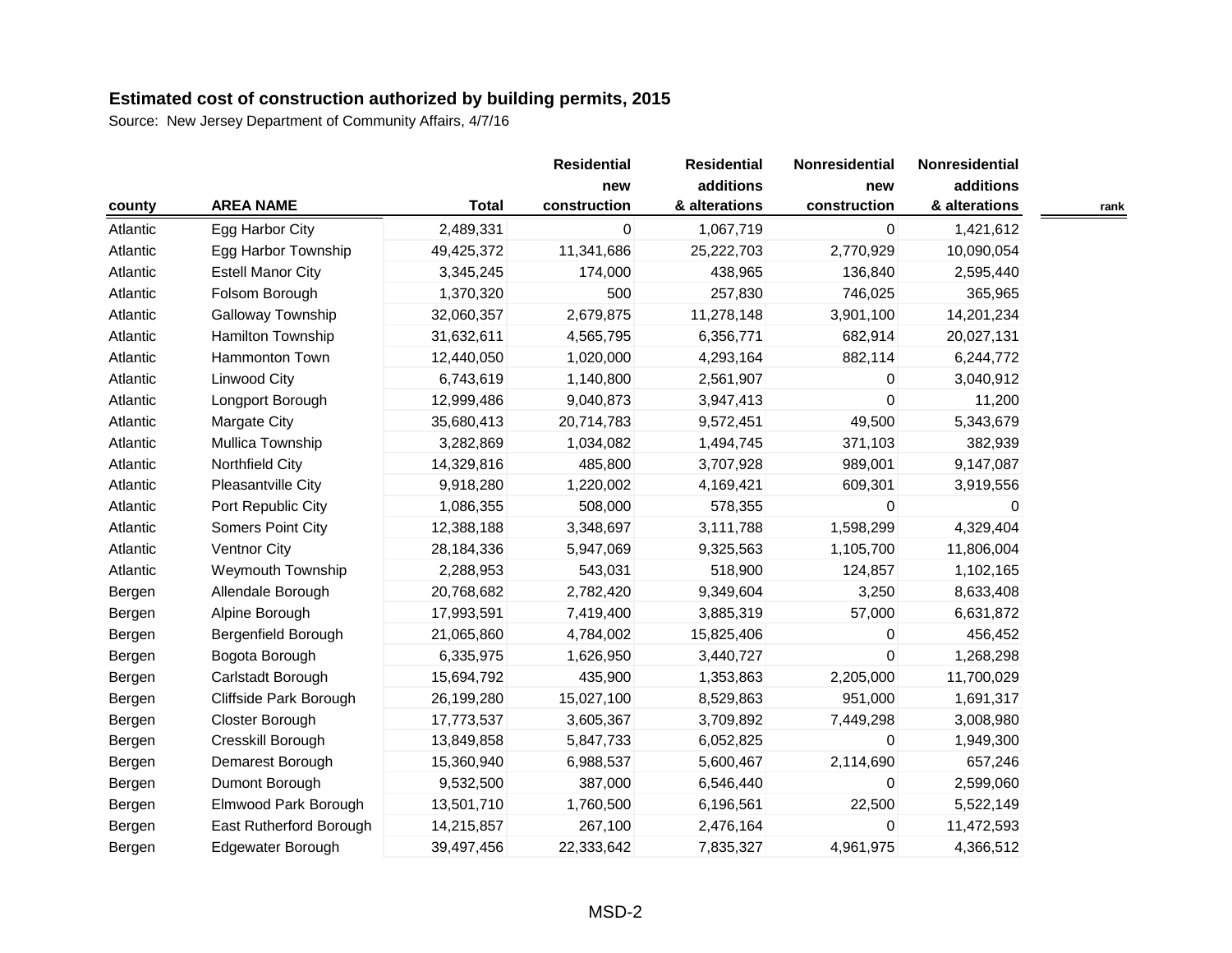**Estimated cost of construction authorized by building permits, 2015**

Source: New Jersey Department of Community Affairs, 4/7/16

| county | AREA NAME | Total | Residential new construction | Residential additions & alterations | Nonresidential new construction | Nonresidential additions & alterations | rank |
|---|---|---|---|---|---|---|---|
| Atlantic | Egg Harbor City | 2,489,331 | 0 | 1,067,719 | 0 | 1,421,612 | |
| Atlantic | Egg Harbor Township | 49,425,372 | 11,341,686 | 25,222,703 | 2,770,929 | 10,090,054 | |
| Atlantic | Estell Manor City | 3,345,245 | 174,000 | 438,965 | 136,840 | 2,595,440 | |
| Atlantic | Folsom Borough | 1,370,320 | 500 | 257,830 | 746,025 | 365,965 | |
| Atlantic | Galloway Township | 32,060,357 | 2,679,875 | 11,278,148 | 3,901,100 | 14,201,234 | |
| Atlantic | Hamilton Township | 31,632,611 | 4,565,795 | 6,356,771 | 682,914 | 20,027,131 | |
| Atlantic | Hammonton Town | 12,440,050 | 1,020,000 | 4,293,164 | 882,114 | 6,244,772 | |
| Atlantic | Linwood City | 6,743,619 | 1,140,800 | 2,561,907 | 0 | 3,040,912 | |
| Atlantic | Longport Borough | 12,999,486 | 9,040,873 | 3,947,413 | 0 | 11,200 | |
| Atlantic | Margate City | 35,680,413 | 20,714,783 | 9,572,451 | 49,500 | 5,343,679 | |
| Atlantic | Mullica Township | 3,282,869 | 1,034,082 | 1,494,745 | 371,103 | 382,939 | |
| Atlantic | Northfield City | 14,329,816 | 485,800 | 3,707,928 | 989,001 | 9,147,087 | |
| Atlantic | Pleasantville City | 9,918,280 | 1,220,002 | 4,169,421 | 609,301 | 3,919,556 | |
| Atlantic | Port Republic City | 1,086,355 | 508,000 | 578,355 | 0 | 0 | |
| Atlantic | Somers Point City | 12,388,188 | 3,348,697 | 3,111,788 | 1,598,299 | 4,329,404 | |
| Atlantic | Ventnor City | 28,184,336 | 5,947,069 | 9,325,563 | 1,105,700 | 11,806,004 | |
| Atlantic | Weymouth Township | 2,288,953 | 543,031 | 518,900 | 124,857 | 1,102,165 | |
| Bergen | Allendale Borough | 20,768,682 | 2,782,420 | 9,349,604 | 3,250 | 8,633,408 | |
| Bergen | Alpine Borough | 17,993,591 | 7,419,400 | 3,885,319 | 57,000 | 6,631,872 | |
| Bergen | Bergenfield Borough | 21,065,860 | 4,784,002 | 15,825,406 | 0 | 456,452 | |
| Bergen | Bogota Borough | 6,335,975 | 1,626,950 | 3,440,727 | 0 | 1,268,298 | |
| Bergen | Carlstadt Borough | 15,694,792 | 435,900 | 1,353,863 | 2,205,000 | 11,700,029 | |
| Bergen | Cliffside Park Borough | 26,199,280 | 15,027,100 | 8,529,863 | 951,000 | 1,691,317 | |
| Bergen | Closter Borough | 17,773,537 | 3,605,367 | 3,709,892 | 7,449,298 | 3,008,980 | |
| Bergen | Cresskill Borough | 13,849,858 | 5,847,733 | 6,052,825 | 0 | 1,949,300 | |
| Bergen | Demarest Borough | 15,360,940 | 6,988,537 | 5,600,467 | 2,114,690 | 657,246 | |
| Bergen | Dumont Borough | 9,532,500 | 387,000 | 6,546,440 | 0 | 2,599,060 | |
| Bergen | Elmwood Park Borough | 13,501,710 | 1,760,500 | 6,196,561 | 22,500 | 5,522,149 | |
| Bergen | East Rutherford Borough | 14,215,857 | 267,100 | 2,476,164 | 0 | 11,472,593 | |
| Bergen | Edgewater Borough | 39,497,456 | 22,333,642 | 7,835,327 | 4,961,975 | 4,366,512 | |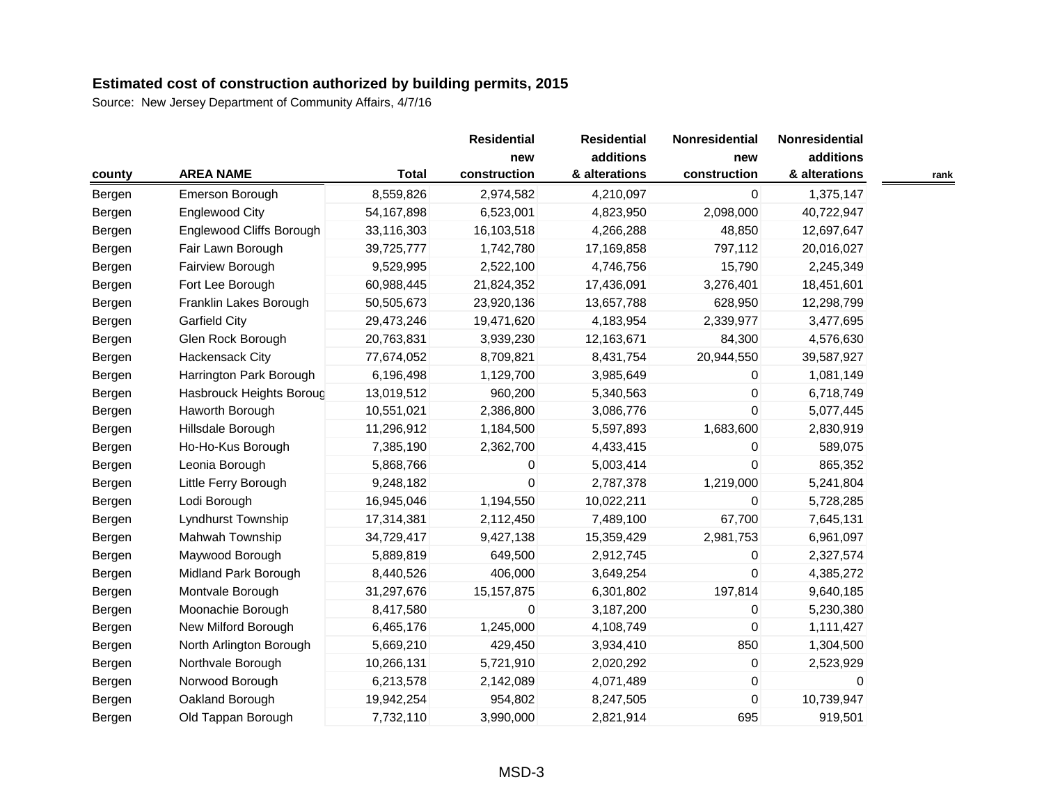## Estimated cost of construction authorized by building permits, 2015

Source: New Jersey Department of Community Affairs, 4/7/16

| county | AREA NAME | Total | Residential new construction | Residential additions & alterations | Nonresidential new construction | Nonresidential additions & alterations | rank |
|---|---|---|---|---|---|---|---|
| Bergen | Emerson Borough | 8,559,826 | 2,974,582 | 4,210,097 | 0 | 1,375,147 | |
| Bergen | Englewood City | 54,167,898 | 6,523,001 | 4,823,950 | 2,098,000 | 40,722,947 | |
| Bergen | Englewood Cliffs Borough | 33,116,303 | 16,103,518 | 4,266,288 | 48,850 | 12,697,647 | |
| Bergen | Fair Lawn Borough | 39,725,777 | 1,742,780 | 17,169,858 | 797,112 | 20,016,027 | |
| Bergen | Fairview Borough | 9,529,995 | 2,522,100 | 4,746,756 | 15,790 | 2,245,349 | |
| Bergen | Fort Lee Borough | 60,988,445 | 21,824,352 | 17,436,091 | 3,276,401 | 18,451,601 | |
| Bergen | Franklin Lakes Borough | 50,505,673 | 23,920,136 | 13,657,788 | 628,950 | 12,298,799 | |
| Bergen | Garfield City | 29,473,246 | 19,471,620 | 4,183,954 | 2,339,977 | 3,477,695 | |
| Bergen | Glen Rock Borough | 20,763,831 | 3,939,230 | 12,163,671 | 84,300 | 4,576,630 | |
| Bergen | Hackensack City | 77,674,052 | 8,709,821 | 8,431,754 | 20,944,550 | 39,587,927 | |
| Bergen | Harrington Park Borough | 6,196,498 | 1,129,700 | 3,985,649 | 0 | 1,081,149 | |
| Bergen | Hasbrouck Heights Boroug | 13,019,512 | 960,200 | 5,340,563 | 0 | 6,718,749 | |
| Bergen | Haworth Borough | 10,551,021 | 2,386,800 | 3,086,776 | 0 | 5,077,445 | |
| Bergen | Hillsdale Borough | 11,296,912 | 1,184,500 | 5,597,893 | 1,683,600 | 2,830,919 | |
| Bergen | Ho-Ho-Kus Borough | 7,385,190 | 2,362,700 | 4,433,415 | 0 | 589,075 | |
| Bergen | Leonia Borough | 5,868,766 | 0 | 5,003,414 | 0 | 865,352 | |
| Bergen | Little Ferry Borough | 9,248,182 | 0 | 2,787,378 | 1,219,000 | 5,241,804 | |
| Bergen | Lodi Borough | 16,945,046 | 1,194,550 | 10,022,211 | 0 | 5,728,285 | |
| Bergen | Lyndhurst Township | 17,314,381 | 2,112,450 | 7,489,100 | 67,700 | 7,645,131 | |
| Bergen | Mahwah Township | 34,729,417 | 9,427,138 | 15,359,429 | 2,981,753 | 6,961,097 | |
| Bergen | Maywood Borough | 5,889,819 | 649,500 | 2,912,745 | 0 | 2,327,574 | |
| Bergen | Midland Park Borough | 8,440,526 | 406,000 | 3,649,254 | 0 | 4,385,272 | |
| Bergen | Montvale Borough | 31,297,676 | 15,157,875 | 6,301,802 | 197,814 | 9,640,185 | |
| Bergen | Moonachie Borough | 8,417,580 | 0 | 3,187,200 | 0 | 5,230,380 | |
| Bergen | New Milford Borough | 6,465,176 | 1,245,000 | 4,108,749 | 0 | 1,111,427 | |
| Bergen | North Arlington Borough | 5,669,210 | 429,450 | 3,934,410 | 850 | 1,304,500 | |
| Bergen | Northvale Borough | 10,266,131 | 5,721,910 | 2,020,292 | 0 | 2,523,929 | |
| Bergen | Norwood Borough | 6,213,578 | 2,142,089 | 4,071,489 | 0 | 0 | |
| Bergen | Oakland Borough | 19,942,254 | 954,802 | 8,247,505 | 0 | 10,739,947 | |
| Bergen | Old Tappan Borough | 7,732,110 | 3,990,000 | 2,821,914 | 695 | 919,501 | |

MSD-3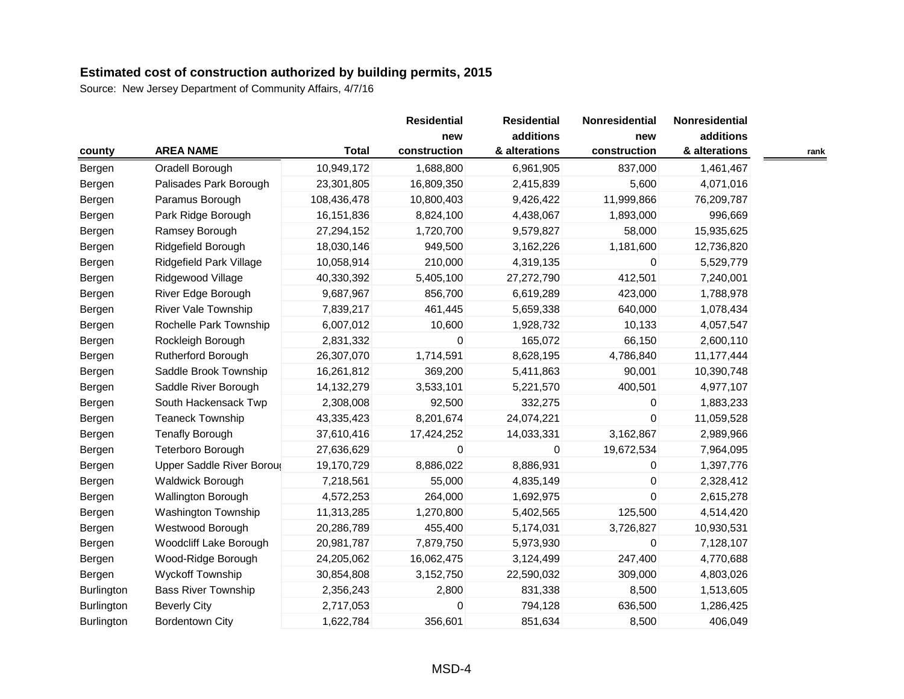**Estimated cost of construction authorized by building permits, 2015**

Source: New Jersey Department of Community Affairs, 4/7/16

| county | AREA NAME | Total | Residential new construction | Residential additions & alterations | Nonresidential new construction | Nonresidential additions & alterations | rank |
|---|---|---|---|---|---|---|---|
| Bergen | Oradell Borough | 10,949,172 | 1,688,800 | 6,961,905 | 837,000 | 1,461,467 | |
| Bergen | Palisades Park Borough | 23,301,805 | 16,809,350 | 2,415,839 | 5,600 | 4,071,016 | |
| Bergen | Paramus Borough | 108,436,478 | 10,800,403 | 9,426,422 | 11,999,866 | 76,209,787 | |
| Bergen | Park Ridge Borough | 16,151,836 | 8,824,100 | 4,438,067 | 1,893,000 | 996,669 | |
| Bergen | Ramsey Borough | 27,294,152 | 1,720,700 | 9,579,827 | 58,000 | 15,935,625 | |
| Bergen | Ridgefield Borough | 18,030,146 | 949,500 | 3,162,226 | 1,181,600 | 12,736,820 | |
| Bergen | Ridgefield Park Village | 10,058,914 | 210,000 | 4,319,135 | 0 | 5,529,779 | |
| Bergen | Ridgewood Village | 40,330,392 | 5,405,100 | 27,272,790 | 412,501 | 7,240,001 | |
| Bergen | River Edge Borough | 9,687,967 | 856,700 | 6,619,289 | 423,000 | 1,788,978 | |
| Bergen | River Vale Township | 7,839,217 | 461,445 | 5,659,338 | 640,000 | 1,078,434 | |
| Bergen | Rochelle Park Township | 6,007,012 | 10,600 | 1,928,732 | 10,133 | 4,057,547 | |
| Bergen | Rockleigh Borough | 2,831,332 | 0 | 165,072 | 66,150 | 2,600,110 | |
| Bergen | Rutherford Borough | 26,307,070 | 1,714,591 | 8,628,195 | 4,786,840 | 11,177,444 | |
| Bergen | Saddle Brook Township | 16,261,812 | 369,200 | 5,411,863 | 90,001 | 10,390,748 | |
| Bergen | Saddle River Borough | 14,132,279 | 3,533,101 | 5,221,570 | 400,501 | 4,977,107 | |
| Bergen | South Hackensack Twp | 2,308,008 | 92,500 | 332,275 | 0 | 1,883,233 | |
| Bergen | Teaneck Township | 43,335,423 | 8,201,674 | 24,074,221 | 0 | 11,059,528 | |
| Bergen | Tenafly Borough | 37,610,416 | 17,424,252 | 14,033,331 | 3,162,867 | 2,989,966 | |
| Bergen | Teterboro Borough | 27,636,629 | 0 | 0 | 19,672,534 | 7,964,095 | |
| Bergen | Upper Saddle River Boroug | 19,170,729 | 8,886,022 | 8,886,931 | 0 | 1,397,776 | |
| Bergen | Waldwick Borough | 7,218,561 | 55,000 | 4,835,149 | 0 | 2,328,412 | |
| Bergen | Wallington Borough | 4,572,253 | 264,000 | 1,692,975 | 0 | 2,615,278 | |
| Bergen | Washington Township | 11,313,285 | 1,270,800 | 5,402,565 | 125,500 | 4,514,420 | |
| Bergen | Westwood Borough | 20,286,789 | 455,400 | 5,174,031 | 3,726,827 | 10,930,531 | |
| Bergen | Woodcliff Lake Borough | 20,981,787 | 7,879,750 | 5,973,930 | 0 | 7,128,107 | |
| Bergen | Wood-Ridge Borough | 24,205,062 | 16,062,475 | 3,124,499 | 247,400 | 4,770,688 | |
| Bergen | Wyckoff Township | 30,854,808 | 3,152,750 | 22,590,032 | 309,000 | 4,803,026 | |
| Burlington | Bass River Township | 2,356,243 | 2,800 | 831,338 | 8,500 | 1,513,605 | |
| Burlington | Beverly City | 2,717,053 | 0 | 794,128 | 636,500 | 1,286,425 | |
| Burlington | Bordentown City | 1,622,784 | 356,601 | 851,634 | 8,500 | 406,049 | |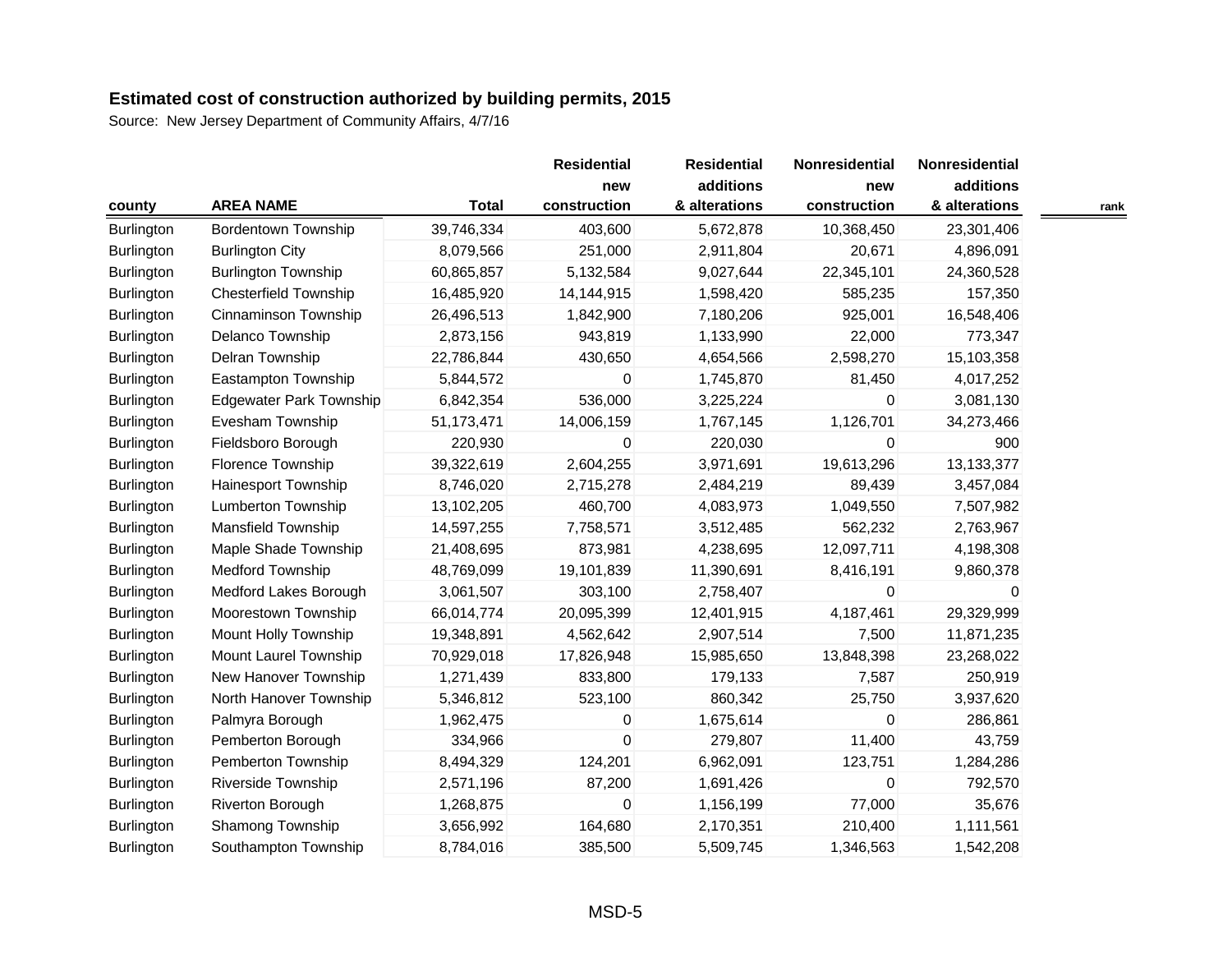**Estimated cost of construction authorized by building permits, 2015**

Source: New Jersey Department of Community Affairs, 4/7/16

| county | AREA NAME | Total | Residential new construction | Residential additions & alterations | Nonresidential new construction | Nonresidential additions & alterations | rank |
|---|---|---|---|---|---|---|---|
| Burlington | Bordentown Township | 39,746,334 | 403,600 | 5,672,878 | 10,368,450 | 23,301,406 | |
| Burlington | Burlington City | 8,079,566 | 251,000 | 2,911,804 | 20,671 | 4,896,091 | |
| Burlington | Burlington Township | 60,865,857 | 5,132,584 | 9,027,644 | 22,345,101 | 24,360,528 | |
| Burlington | Chesterfield Township | 16,485,920 | 14,144,915 | 1,598,420 | 585,235 | 157,350 | |
| Burlington | Cinnaminson Township | 26,496,513 | 1,842,900 | 7,180,206 | 925,001 | 16,548,406 | |
| Burlington | Delanco Township | 2,873,156 | 943,819 | 1,133,990 | 22,000 | 773,347 | |
| Burlington | Delran Township | 22,786,844 | 430,650 | 4,654,566 | 2,598,270 | 15,103,358 | |
| Burlington | Eastampton Township | 5,844,572 | 0 | 1,745,870 | 81,450 | 4,017,252 | |
| Burlington | Edgewater Park Township | 6,842,354 | 536,000 | 3,225,224 | 0 | 3,081,130 | |
| Burlington | Evesham Township | 51,173,471 | 14,006,159 | 1,767,145 | 1,126,701 | 34,273,466 | |
| Burlington | Fieldsboro Borough | 220,930 | 0 | 220,030 | 0 | 900 | |
| Burlington | Florence Township | 39,322,619 | 2,604,255 | 3,971,691 | 19,613,296 | 13,133,377 | |
| Burlington | Hainesport Township | 8,746,020 | 2,715,278 | 2,484,219 | 89,439 | 3,457,084 | |
| Burlington | Lumberton Township | 13,102,205 | 460,700 | 4,083,973 | 1,049,550 | 7,507,982 | |
| Burlington | Mansfield Township | 14,597,255 | 7,758,571 | 3,512,485 | 562,232 | 2,763,967 | |
| Burlington | Maple Shade Township | 21,408,695 | 873,981 | 4,238,695 | 12,097,711 | 4,198,308 | |
| Burlington | Medford Township | 48,769,099 | 19,101,839 | 11,390,691 | 8,416,191 | 9,860,378 | |
| Burlington | Medford Lakes Borough | 3,061,507 | 303,100 | 2,758,407 | 0 | 0 | |
| Burlington | Moorestown Township | 66,014,774 | 20,095,399 | 12,401,915 | 4,187,461 | 29,329,999 | |
| Burlington | Mount Holly Township | 19,348,891 | 4,562,642 | 2,907,514 | 7,500 | 11,871,235 | |
| Burlington | Mount Laurel Township | 70,929,018 | 17,826,948 | 15,985,650 | 13,848,398 | 23,268,022 | |
| Burlington | New Hanover Township | 1,271,439 | 833,800 | 179,133 | 7,587 | 250,919 | |
| Burlington | North Hanover Township | 5,346,812 | 523,100 | 860,342 | 25,750 | 3,937,620 | |
| Burlington | Palmyra Borough | 1,962,475 | 0 | 1,675,614 | 0 | 286,861 | |
| Burlington | Pemberton Borough | 334,966 | 0 | 279,807 | 11,400 | 43,759 | |
| Burlington | Pemberton Township | 8,494,329 | 124,201 | 6,962,091 | 123,751 | 1,284,286 | |
| Burlington | Riverside Township | 2,571,196 | 87,200 | 1,691,426 | 0 | 792,570 | |
| Burlington | Riverton Borough | 1,268,875 | 0 | 1,156,199 | 77,000 | 35,676 | |
| Burlington | Shamong Township | 3,656,992 | 164,680 | 2,170,351 | 210,400 | 1,111,561 | |
| Burlington | Southampton Township | 8,784,016 | 385,500 | 5,509,745 | 1,346,563 | 1,542,208 | |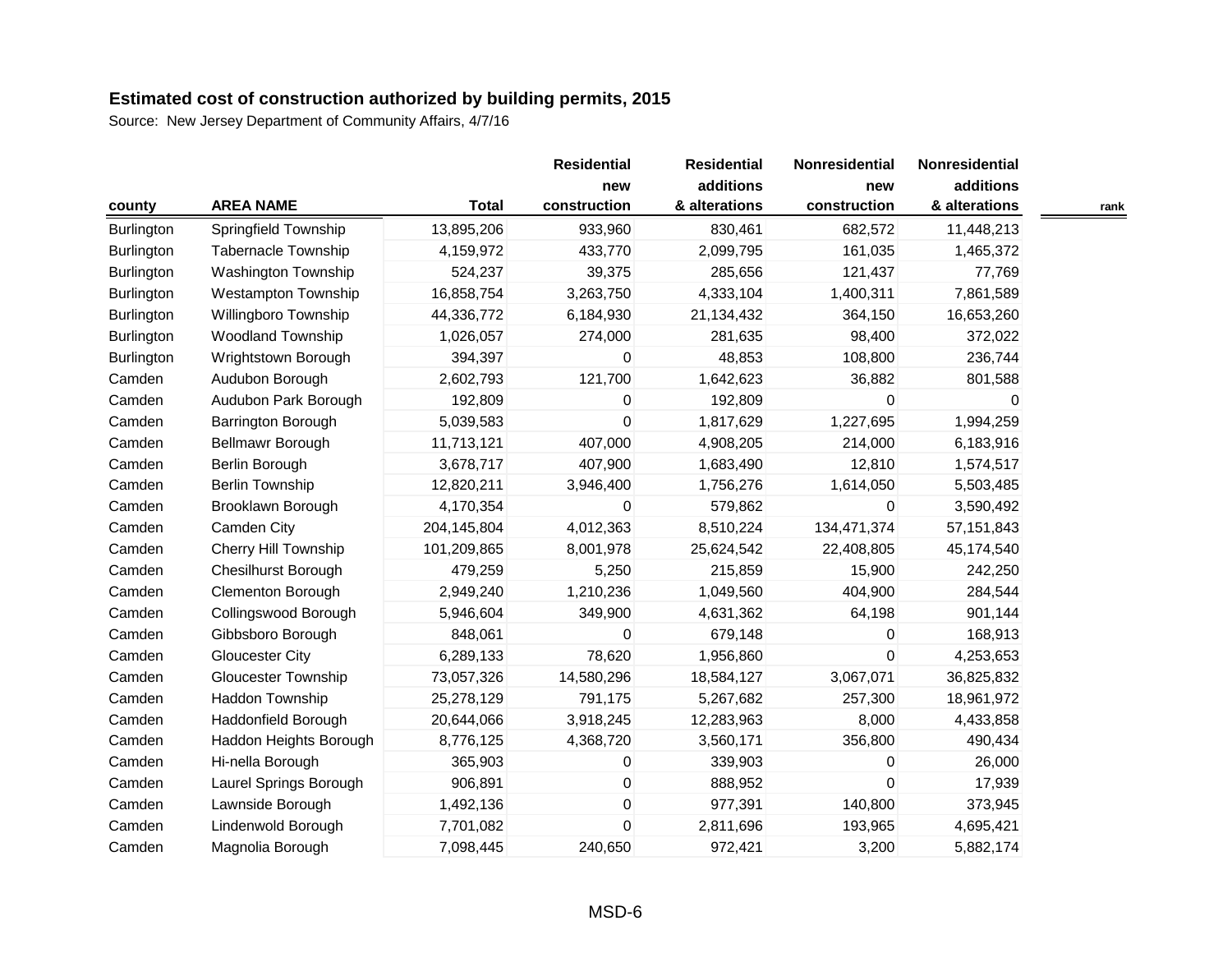**Estimated cost of construction authorized by building permits, 2015**

Source: New Jersey Department of Community Affairs, 4/7/16

| county | AREA NAME | Total | Residential new construction | Residential additions & alterations | Nonresidential new construction | Nonresidential additions & alterations | rank |
|---|---|---|---|---|---|---|---|
| Burlington | Springfield Township | 13,895,206 | 933,960 | 830,461 | 682,572 | 11,448,213 | |
| Burlington | Tabernacle Township | 4,159,972 | 433,770 | 2,099,795 | 161,035 | 1,465,372 | |
| Burlington | Washington Township | 524,237 | 39,375 | 285,656 | 121,437 | 77,769 | |
| Burlington | Westampton Township | 16,858,754 | 3,263,750 | 4,333,104 | 1,400,311 | 7,861,589 | |
| Burlington | Willingboro Township | 44,336,772 | 6,184,930 | 21,134,432 | 364,150 | 16,653,260 | |
| Burlington | Woodland Township | 1,026,057 | 274,000 | 281,635 | 98,400 | 372,022 | |
| Burlington | Wrightstown Borough | 394,397 | 0 | 48,853 | 108,800 | 236,744 | |
| Camden | Audubon Borough | 2,602,793 | 121,700 | 1,642,623 | 36,882 | 801,588 | |
| Camden | Audubon Park Borough | 192,809 | 0 | 192,809 | 0 | 0 | |
| Camden | Barrington Borough | 5,039,583 | 0 | 1,817,629 | 1,227,695 | 1,994,259 | |
| Camden | Bellmawr Borough | 11,713,121 | 407,000 | 4,908,205 | 214,000 | 6,183,916 | |
| Camden | Berlin Borough | 3,678,717 | 407,900 | 1,683,490 | 12,810 | 1,574,517 | |
| Camden | Berlin Township | 12,820,211 | 3,946,400 | 1,756,276 | 1,614,050 | 5,503,485 | |
| Camden | Brooklawn Borough | 4,170,354 | 0 | 579,862 | 0 | 3,590,492 | |
| Camden | Camden City | 204,145,804 | 4,012,363 | 8,510,224 | 134,471,374 | 57,151,843 | |
| Camden | Cherry Hill Township | 101,209,865 | 8,001,978 | 25,624,542 | 22,408,805 | 45,174,540 | |
| Camden | Chesilhurst Borough | 479,259 | 5,250 | 215,859 | 15,900 | 242,250 | |
| Camden | Clementon Borough | 2,949,240 | 1,210,236 | 1,049,560 | 404,900 | 284,544 | |
| Camden | Collingswood Borough | 5,946,604 | 349,900 | 4,631,362 | 64,198 | 901,144 | |
| Camden | Gibbsboro Borough | 848,061 | 0 | 679,148 | 0 | 168,913 | |
| Camden | Gloucester City | 6,289,133 | 78,620 | 1,956,860 | 0 | 4,253,653 | |
| Camden | Gloucester Township | 73,057,326 | 14,580,296 | 18,584,127 | 3,067,071 | 36,825,832 | |
| Camden | Haddon Township | 25,278,129 | 791,175 | 5,267,682 | 257,300 | 18,961,972 | |
| Camden | Haddonfield Borough | 20,644,066 | 3,918,245 | 12,283,963 | 8,000 | 4,433,858 | |
| Camden | Haddon Heights Borough | 8,776,125 | 4,368,720 | 3,560,171 | 356,800 | 490,434 | |
| Camden | Hi-nella Borough | 365,903 | 0 | 339,903 | 0 | 26,000 | |
| Camden | Laurel Springs Borough | 906,891 | 0 | 888,952 | 0 | 17,939 | |
| Camden | Lawnside Borough | 1,492,136 | 0 | 977,391 | 140,800 | 373,945 | |
| Camden | Lindenwold Borough | 7,701,082 | 0 | 2,811,696 | 193,965 | 4,695,421 | |
| Camden | Magnolia Borough | 7,098,445 | 240,650 | 972,421 | 3,200 | 5,882,174 | |

MSD-6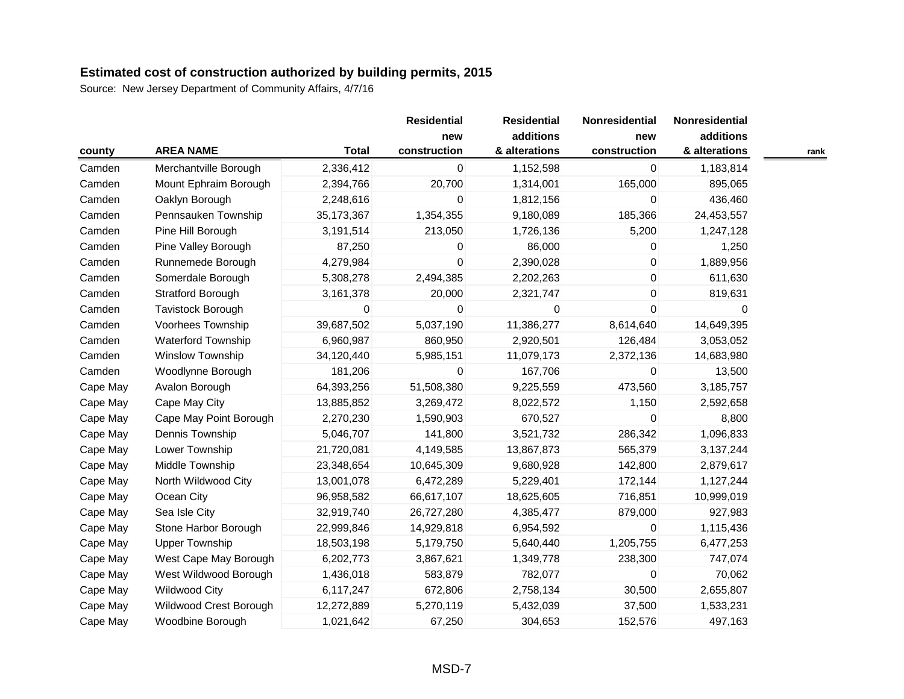**Estimated cost of construction authorized by building permits, 2015**

Source: New Jersey Department of Community Affairs, 4/7/16

| county | AREA NAME | Total | Residential new construction | Residential additions & alterations | Nonresidential new construction | Nonresidential additions & alterations | rank |
|---|---|---|---|---|---|---|---|
| Camden | Merchantville Borough | 2,336,412 | 0 | 1,152,598 | 0 | 1,183,814 | |
| Camden | Mount Ephraim Borough | 2,394,766 | 20,700 | 1,314,001 | 165,000 | 895,065 | |
| Camden | Oaklyn Borough | 2,248,616 | 0 | 1,812,156 | 0 | 436,460 | |
| Camden | Pennsauken Township | 35,173,367 | 1,354,355 | 9,180,089 | 185,366 | 24,453,557 | |
| Camden | Pine Hill Borough | 3,191,514 | 213,050 | 1,726,136 | 5,200 | 1,247,128 | |
| Camden | Pine Valley Borough | 87,250 | 0 | 86,000 | 0 | 1,250 | |
| Camden | Runnemede Borough | 4,279,984 | 0 | 2,390,028 | 0 | 1,889,956 | |
| Camden | Somerdale Borough | 5,308,278 | 2,494,385 | 2,202,263 | 0 | 611,630 | |
| Camden | Stratford Borough | 3,161,378 | 20,000 | 2,321,747 | 0 | 819,631 | |
| Camden | Tavistock Borough | 0 | 0 | 0 | 0 | 0 | |
| Camden | Voorhees Township | 39,687,502 | 5,037,190 | 11,386,277 | 8,614,640 | 14,649,395 | |
| Camden | Waterford Township | 6,960,987 | 860,950 | 2,920,501 | 126,484 | 3,053,052 | |
| Camden | Winslow Township | 34,120,440 | 5,985,151 | 11,079,173 | 2,372,136 | 14,683,980 | |
| Camden | Woodlynne Borough | 181,206 | 0 | 167,706 | 0 | 13,500 | |
| Cape May | Avalon Borough | 64,393,256 | 51,508,380 | 9,225,559 | 473,560 | 3,185,757 | |
| Cape May | Cape May City | 13,885,852 | 3,269,472 | 8,022,572 | 1,150 | 2,592,658 | |
| Cape May | Cape May Point Borough | 2,270,230 | 1,590,903 | 670,527 | 0 | 8,800 | |
| Cape May | Dennis Township | 5,046,707 | 141,800 | 3,521,732 | 286,342 | 1,096,833 | |
| Cape May | Lower Township | 21,720,081 | 4,149,585 | 13,867,873 | 565,379 | 3,137,244 | |
| Cape May | Middle Township | 23,348,654 | 10,645,309 | 9,680,928 | 142,800 | 2,879,617 | |
| Cape May | North Wildwood City | 13,001,078 | 6,472,289 | 5,229,401 | 172,144 | 1,127,244 | |
| Cape May | Ocean City | 96,958,582 | 66,617,107 | 18,625,605 | 716,851 | 10,999,019 | |
| Cape May | Sea Isle City | 32,919,740 | 26,727,280 | 4,385,477 | 879,000 | 927,983 | |
| Cape May | Stone Harbor Borough | 22,999,846 | 14,929,818 | 6,954,592 | 0 | 1,115,436 | |
| Cape May | Upper Township | 18,503,198 | 5,179,750 | 5,640,440 | 1,205,755 | 6,477,253 | |
| Cape May | West Cape May Borough | 6,202,773 | 3,867,621 | 1,349,778 | 238,300 | 747,074 | |
| Cape May | West Wildwood Borough | 1,436,018 | 583,879 | 782,077 | 0 | 70,062 | |
| Cape May | Wildwood City | 6,117,247 | 672,806 | 2,758,134 | 30,500 | 2,655,807 | |
| Cape May | Wildwood Crest Borough | 12,272,889 | 5,270,119 | 5,432,039 | 37,500 | 1,533,231 | |
| Cape May | Woodbine Borough | 1,021,642 | 67,250 | 304,653 | 152,576 | 497,163 | |

MSD-7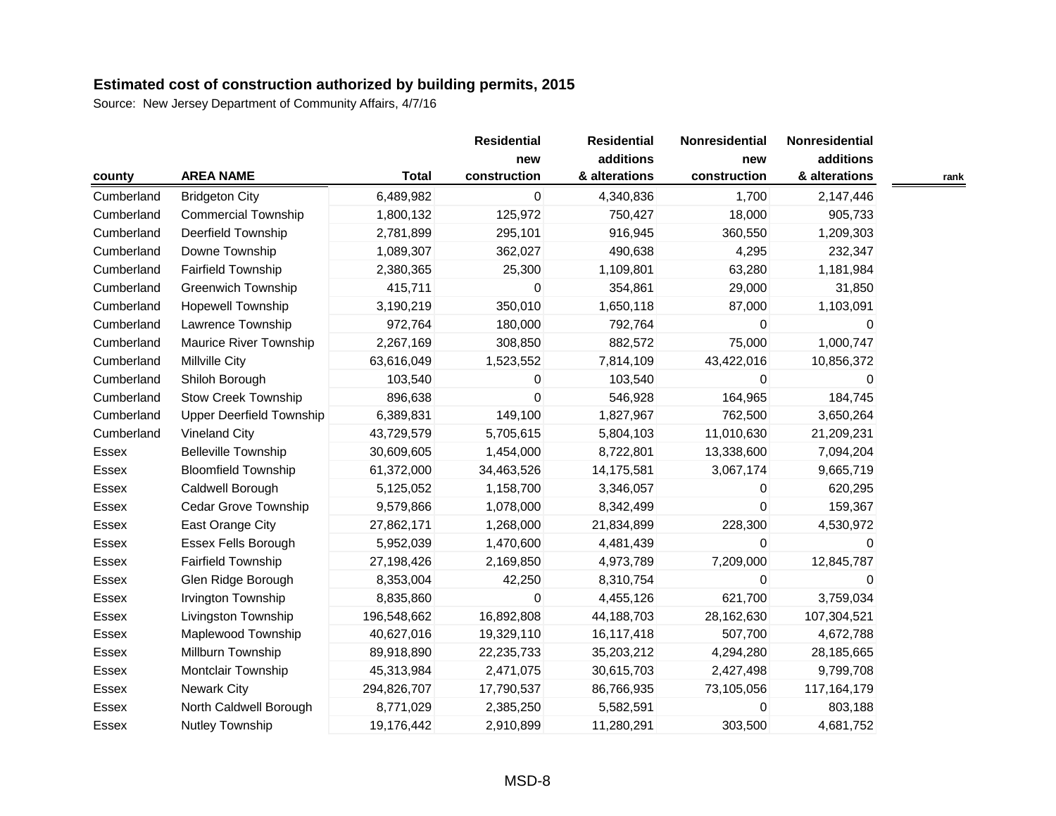## Estimated cost of construction authorized by building permits, 2015

Source: New Jersey Department of Community Affairs, 4/7/16

| county | AREA NAME | Total | Residential new construction | Residential additions & alterations | Nonresidential new construction | Nonresidential additions & alterations | rank |
|---|---|---|---|---|---|---|---|
| Cumberland | Bridgeton City | 6,489,982 | 0 | 4,340,836 | 1,700 | 2,147,446 | |
| Cumberland | Commercial Township | 1,800,132 | 125,972 | 750,427 | 18,000 | 905,733 | |
| Cumberland | Deerfield Township | 2,781,899 | 295,101 | 916,945 | 360,550 | 1,209,303 | |
| Cumberland | Downe Township | 1,089,307 | 362,027 | 490,638 | 4,295 | 232,347 | |
| Cumberland | Fairfield Township | 2,380,365 | 25,300 | 1,109,801 | 63,280 | 1,181,984 | |
| Cumberland | Greenwich Township | 415,711 | 0 | 354,861 | 29,000 | 31,850 | |
| Cumberland | Hopewell Township | 3,190,219 | 350,010 | 1,650,118 | 87,000 | 1,103,091 | |
| Cumberland | Lawrence Township | 972,764 | 180,000 | 792,764 | 0 | 0 | |
| Cumberland | Maurice River Township | 2,267,169 | 308,850 | 882,572 | 75,000 | 1,000,747 | |
| Cumberland | Millville City | 63,616,049 | 1,523,552 | 7,814,109 | 43,422,016 | 10,856,372 | |
| Cumberland | Shiloh Borough | 103,540 | 0 | 103,540 | 0 | 0 | |
| Cumberland | Stow Creek Township | 896,638 | 0 | 546,928 | 164,965 | 184,745 | |
| Cumberland | Upper Deerfield Township | 6,389,831 | 149,100 | 1,827,967 | 762,500 | 3,650,264 | |
| Cumberland | Vineland City | 43,729,579 | 5,705,615 | 5,804,103 | 11,010,630 | 21,209,231 | |
| Essex | Belleville Township | 30,609,605 | 1,454,000 | 8,722,801 | 13,338,600 | 7,094,204 | |
| Essex | Bloomfield Township | 61,372,000 | 34,463,526 | 14,175,581 | 3,067,174 | 9,665,719 | |
| Essex | Caldwell Borough | 5,125,052 | 1,158,700 | 3,346,057 | 0 | 620,295 | |
| Essex | Cedar Grove Township | 9,579,866 | 1,078,000 | 8,342,499 | 0 | 159,367 | |
| Essex | East Orange City | 27,862,171 | 1,268,000 | 21,834,899 | 228,300 | 4,530,972 | |
| Essex | Essex Fells Borough | 5,952,039 | 1,470,600 | 4,481,439 | 0 | 0 | |
| Essex | Fairfield Township | 27,198,426 | 2,169,850 | 4,973,789 | 7,209,000 | 12,845,787 | |
| Essex | Glen Ridge Borough | 8,353,004 | 42,250 | 8,310,754 | 0 | 0 | |
| Essex | Irvington Township | 8,835,860 | 0 | 4,455,126 | 621,700 | 3,759,034 | |
| Essex | Livingston Township | 196,548,662 | 16,892,808 | 44,188,703 | 28,162,630 | 107,304,521 | |
| Essex | Maplewood Township | 40,627,016 | 19,329,110 | 16,117,418 | 507,700 | 4,672,788 | |
| Essex | Millburn Township | 89,918,890 | 22,235,733 | 35,203,212 | 4,294,280 | 28,185,665 | |
| Essex | Montclair Township | 45,313,984 | 2,471,075 | 30,615,703 | 2,427,498 | 9,799,708 | |
| Essex | Newark City | 294,826,707 | 17,790,537 | 86,766,935 | 73,105,056 | 117,164,179 | |
| Essex | North Caldwell Borough | 8,771,029 | 2,385,250 | 5,582,591 | 0 | 803,188 | |
| Essex | Nutley Township | 19,176,442 | 2,910,899 | 11,280,291 | 303,500 | 4,681,752 | |

MSD-8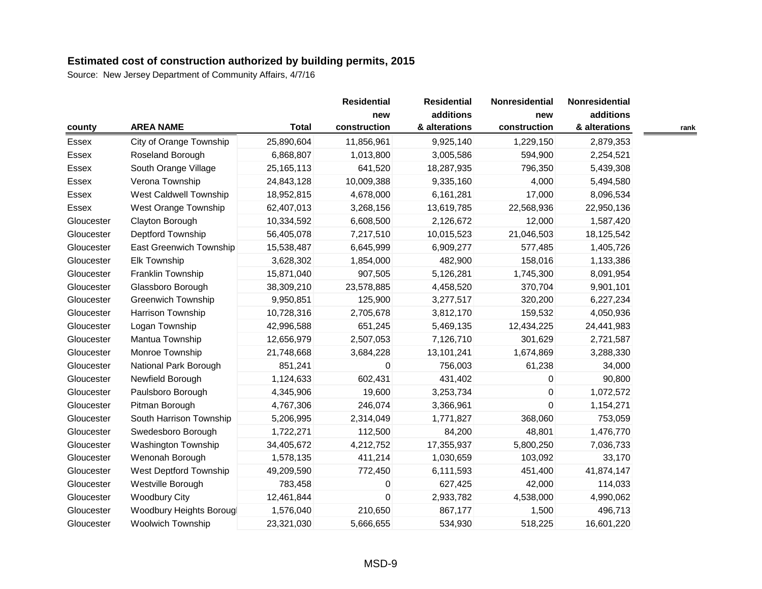## Estimated cost of construction authorized by building permits, 2015

Source: New Jersey Department of Community Affairs, 4/7/16

| county | AREA NAME | Total | Residential new construction | Residential additions & alterations | Nonresidential new construction | Nonresidential additions & alterations | rank |
|---|---|---|---|---|---|---|---|
| Essex | City of Orange Township | 25,890,604 | 11,856,961 | 9,925,140 | 1,229,150 | 2,879,353 | |
| Essex | Roseland Borough | 6,868,807 | 1,013,800 | 3,005,586 | 594,900 | 2,254,521 | |
| Essex | South Orange Village | 25,165,113 | 641,520 | 18,287,935 | 796,350 | 5,439,308 | |
| Essex | Verona Township | 24,843,128 | 10,009,388 | 9,335,160 | 4,000 | 5,494,580 | |
| Essex | West Caldwell Township | 18,952,815 | 4,678,000 | 6,161,281 | 17,000 | 8,096,534 | |
| Essex | West Orange Township | 62,407,013 | 3,268,156 | 13,619,785 | 22,568,936 | 22,950,136 | |
| Gloucester | Clayton Borough | 10,334,592 | 6,608,500 | 2,126,672 | 12,000 | 1,587,420 | |
| Gloucester | Deptford Township | 56,405,078 | 7,217,510 | 10,015,523 | 21,046,503 | 18,125,542 | |
| Gloucester | East Greenwich Township | 15,538,487 | 6,645,999 | 6,909,277 | 577,485 | 1,405,726 | |
| Gloucester | Elk Township | 3,628,302 | 1,854,000 | 482,900 | 158,016 | 1,133,386 | |
| Gloucester | Franklin Township | 15,871,040 | 907,505 | 5,126,281 | 1,745,300 | 8,091,954 | |
| Gloucester | Glassboro Borough | 38,309,210 | 23,578,885 | 4,458,520 | 370,704 | 9,901,101 | |
| Gloucester | Greenwich Township | 9,950,851 | 125,900 | 3,277,517 | 320,200 | 6,227,234 | |
| Gloucester | Harrison Township | 10,728,316 | 2,705,678 | 3,812,170 | 159,532 | 4,050,936 | |
| Gloucester | Logan Township | 42,996,588 | 651,245 | 5,469,135 | 12,434,225 | 24,441,983 | |
| Gloucester | Mantua Township | 12,656,979 | 2,507,053 | 7,126,710 | 301,629 | 2,721,587 | |
| Gloucester | Monroe Township | 21,748,668 | 3,684,228 | 13,101,241 | 1,674,869 | 3,288,330 | |
| Gloucester | National Park Borough | 851,241 | 0 | 756,003 | 61,238 | 34,000 | |
| Gloucester | Newfield Borough | 1,124,633 | 602,431 | 431,402 | 0 | 90,800 | |
| Gloucester | Paulsboro Borough | 4,345,906 | 19,600 | 3,253,734 | 0 | 1,072,572 | |
| Gloucester | Pitman Borough | 4,767,306 | 246,074 | 3,366,961 | 0 | 1,154,271 | |
| Gloucester | South Harrison Township | 5,206,995 | 2,314,049 | 1,771,827 | 368,060 | 753,059 | |
| Gloucester | Swedesboro Borough | 1,722,271 | 112,500 | 84,200 | 48,801 | 1,476,770 | |
| Gloucester | Washington Township | 34,405,672 | 4,212,752 | 17,355,937 | 5,800,250 | 7,036,733 | |
| Gloucester | Wenonah Borough | 1,578,135 | 411,214 | 1,030,659 | 103,092 | 33,170 | |
| Gloucester | West Deptford Township | 49,209,590 | 772,450 | 6,111,593 | 451,400 | 41,874,147 | |
| Gloucester | Westville Borough | 783,458 | 0 | 627,425 | 42,000 | 114,033 | |
| Gloucester | Woodbury City | 12,461,844 | 0 | 2,933,782 | 4,538,000 | 4,990,062 | |
| Gloucester | Woodbury Heights Borough | 1,576,040 | 210,650 | 867,177 | 1,500 | 496,713 | |
| Gloucester | Woolwich Township | 23,321,030 | 5,666,655 | 534,930 | 518,225 | 16,601,220 | |

MSD-9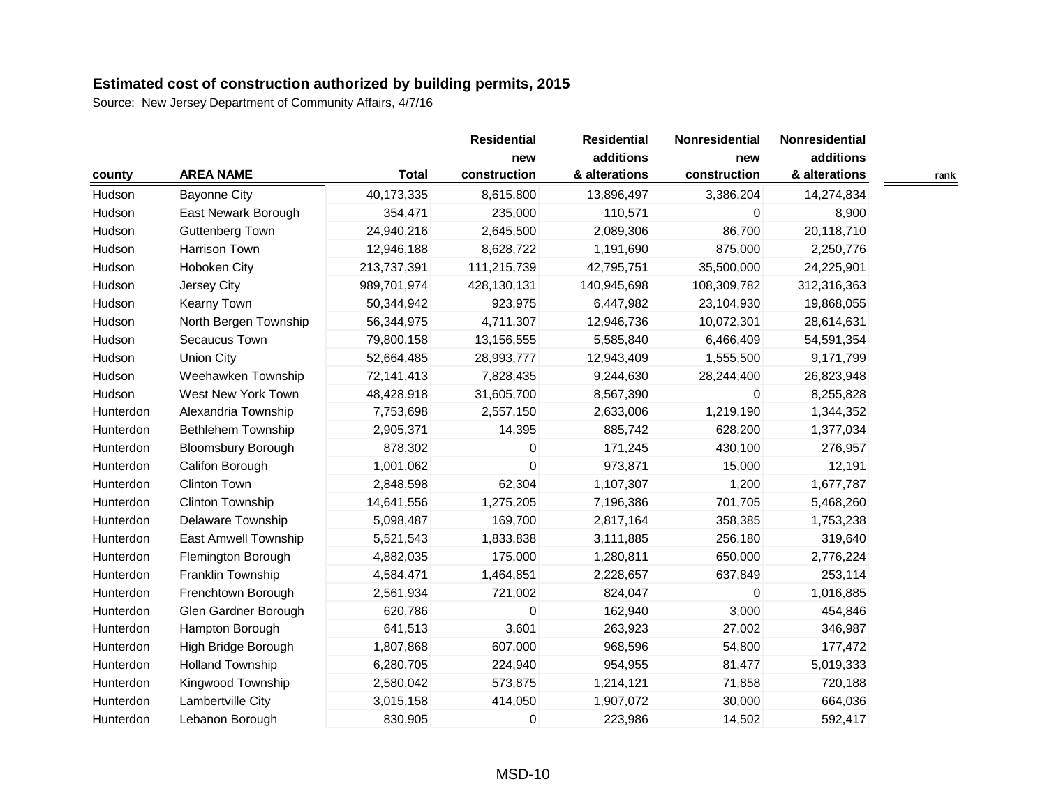**Estimated cost of construction authorized by building permits, 2015**

Source: New Jersey Department of Community Affairs, 4/7/16

| county | AREA NAME | Total | Residential new construction | Residential additions & alterations | Nonresidential new construction | Nonresidential additions & alterations | rank |
|---|---|---|---|---|---|---|---|
| Hudson | Bayonne City | 40,173,335 | 8,615,800 | 13,896,497 | 3,386,204 | 14,274,834 | |
| Hudson | East Newark Borough | 354,471 | 235,000 | 110,571 | 0 | 8,900 | |
| Hudson | Guttenberg Town | 24,940,216 | 2,645,500 | 2,089,306 | 86,700 | 20,118,710 | |
| Hudson | Harrison Town | 12,946,188 | 8,628,722 | 1,191,690 | 875,000 | 2,250,776 | |
| Hudson | Hoboken City | 213,737,391 | 111,215,739 | 42,795,751 | 35,500,000 | 24,225,901 | |
| Hudson | Jersey City | 989,701,974 | 428,130,131 | 140,945,698 | 108,309,782 | 312,316,363 | |
| Hudson | Kearny Town | 50,344,942 | 923,975 | 6,447,982 | 23,104,930 | 19,868,055 | |
| Hudson | North Bergen Township | 56,344,975 | 4,711,307 | 12,946,736 | 10,072,301 | 28,614,631 | |
| Hudson | Secaucus Town | 79,800,158 | 13,156,555 | 5,585,840 | 6,466,409 | 54,591,354 | |
| Hudson | Union City | 52,664,485 | 28,993,777 | 12,943,409 | 1,555,500 | 9,171,799 | |
| Hudson | Weehawken Township | 72,141,413 | 7,828,435 | 9,244,630 | 28,244,400 | 26,823,948 | |
| Hudson | West New York Town | 48,428,918 | 31,605,700 | 8,567,390 | 0 | 8,255,828 | |
| Hunterdon | Alexandria Township | 7,753,698 | 2,557,150 | 2,633,006 | 1,219,190 | 1,344,352 | |
| Hunterdon | Bethlehem Township | 2,905,371 | 14,395 | 885,742 | 628,200 | 1,377,034 | |
| Hunterdon | Bloomsbury Borough | 878,302 | 0 | 171,245 | 430,100 | 276,957 | |
| Hunterdon | Califon Borough | 1,001,062 | 0 | 973,871 | 15,000 | 12,191 | |
| Hunterdon | Clinton Town | 2,848,598 | 62,304 | 1,107,307 | 1,200 | 1,677,787 | |
| Hunterdon | Clinton Township | 14,641,556 | 1,275,205 | 7,196,386 | 701,705 | 5,468,260 | |
| Hunterdon | Delaware Township | 5,098,487 | 169,700 | 2,817,164 | 358,385 | 1,753,238 | |
| Hunterdon | East Amwell Township | 5,521,543 | 1,833,838 | 3,111,885 | 256,180 | 319,640 | |
| Hunterdon | Flemington Borough | 4,882,035 | 175,000 | 1,280,811 | 650,000 | 2,776,224 | |
| Hunterdon | Franklin Township | 4,584,471 | 1,464,851 | 2,228,657 | 637,849 | 253,114 | |
| Hunterdon | Frenchtown Borough | 2,561,934 | 721,002 | 824,047 | 0 | 1,016,885 | |
| Hunterdon | Glen Gardner Borough | 620,786 | 0 | 162,940 | 3,000 | 454,846 | |
| Hunterdon | Hampton Borough | 641,513 | 3,601 | 263,923 | 27,002 | 346,987 | |
| Hunterdon | High Bridge Borough | 1,807,868 | 607,000 | 968,596 | 54,800 | 177,472 | |
| Hunterdon | Holland Township | 6,280,705 | 224,940 | 954,955 | 81,477 | 5,019,333 | |
| Hunterdon | Kingwood Township | 2,580,042 | 573,875 | 1,214,121 | 71,858 | 720,188 | |
| Hunterdon | Lambertville City | 3,015,158 | 414,050 | 1,907,072 | 30,000 | 664,036 | |
| Hunterdon | Lebanon Borough | 830,905 | 0 | 223,986 | 14,502 | 592,417 | |

MSD-10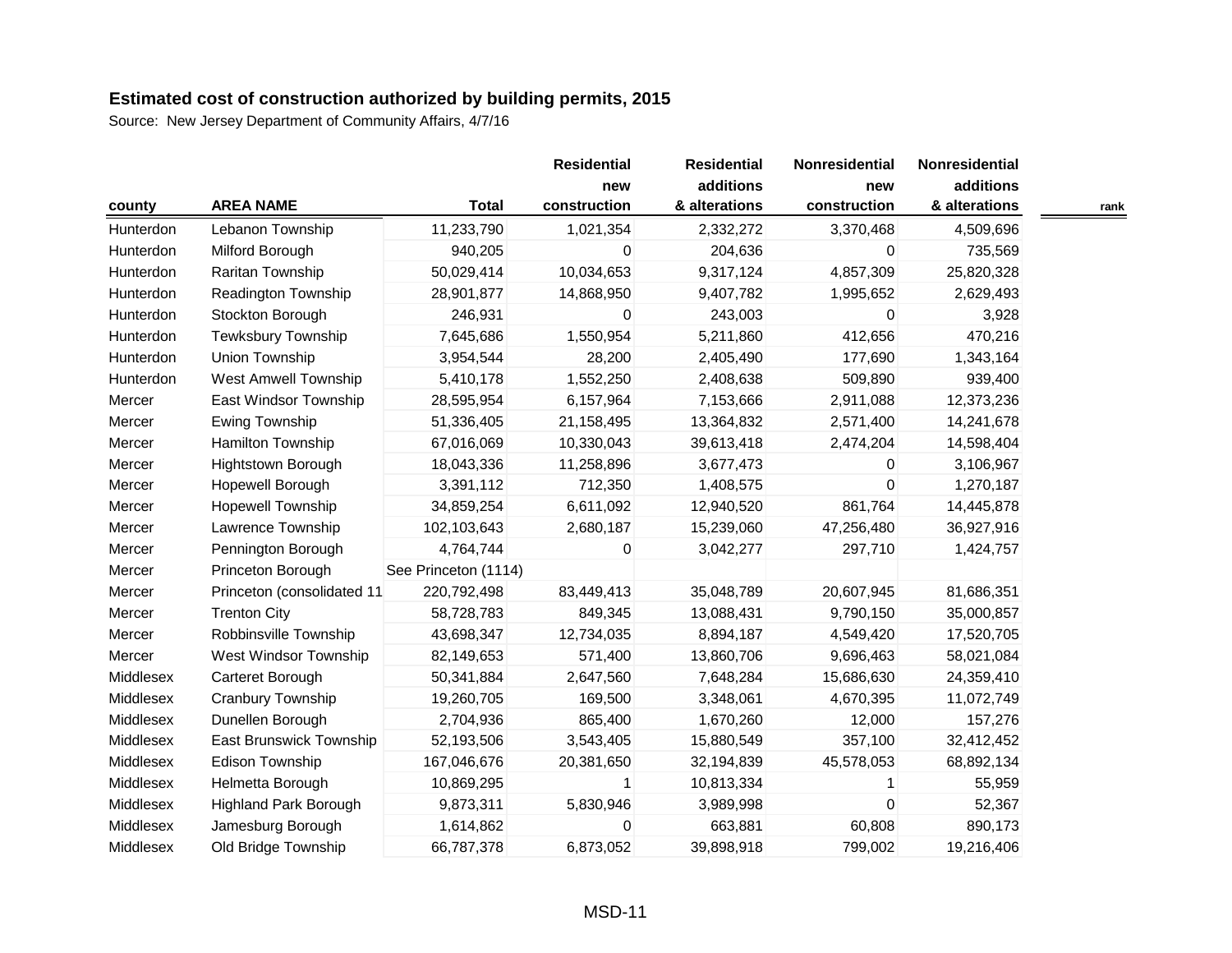**Estimated cost of construction authorized by building permits, 2015**

Source: New Jersey Department of Community Affairs, 4/7/16

| county | AREA NAME | Total | Residential new construction | Residential additions & alterations | Nonresidential new construction | Nonresidential additions & alterations | rank |
|---|---|---|---|---|---|---|---|
| Hunterdon | Lebanon Township | 11,233,790 | 1,021,354 | 2,332,272 | 3,370,468 | 4,509,696 | |
| Hunterdon | Milford Borough | 940,205 | 0 | 204,636 | 0 | 735,569 | |
| Hunterdon | Raritan Township | 50,029,414 | 10,034,653 | 9,317,124 | 4,857,309 | 25,820,328 | |
| Hunterdon | Readington Township | 28,901,877 | 14,868,950 | 9,407,782 | 1,995,652 | 2,629,493 | |
| Hunterdon | Stockton Borough | 246,931 | 0 | 243,003 | 0 | 3,928 | |
| Hunterdon | Tewksbury Township | 7,645,686 | 1,550,954 | 5,211,860 | 412,656 | 470,216 | |
| Hunterdon | Union Township | 3,954,544 | 28,200 | 2,405,490 | 177,690 | 1,343,164 | |
| Hunterdon | West Amwell Township | 5,410,178 | 1,552,250 | 2,408,638 | 509,890 | 939,400 | |
| Mercer | East Windsor Township | 28,595,954 | 6,157,964 | 7,153,666 | 2,911,088 | 12,373,236 | |
| Mercer | Ewing Township | 51,336,405 | 21,158,495 | 13,364,832 | 2,571,400 | 14,241,678 | |
| Mercer | Hamilton Township | 67,016,069 | 10,330,043 | 39,613,418 | 2,474,204 | 14,598,404 | |
| Mercer | Hightstown Borough | 18,043,336 | 11,258,896 | 3,677,473 | 0 | 3,106,967 | |
| Mercer | Hopewell Borough | 3,391,112 | 712,350 | 1,408,575 | 0 | 1,270,187 | |
| Mercer | Hopewell Township | 34,859,254 | 6,611,092 | 12,940,520 | 861,764 | 14,445,878 | |
| Mercer | Lawrence Township | 102,103,643 | 2,680,187 | 15,239,060 | 47,256,480 | 36,927,916 | |
| Mercer | Pennington Borough | 4,764,744 | 0 | 3,042,277 | 297,710 | 1,424,757 | |
| Mercer | Princeton Borough | See Princeton (1114) | | | | | |
| Mercer | Princeton (consolidated 11 | 220,792,498 | 83,449,413 | 35,048,789 | 20,607,945 | 81,686,351 | |
| Mercer | Trenton City | 58,728,783 | 849,345 | 13,088,431 | 9,790,150 | 35,000,857 | |
| Mercer | Robbinsville Township | 43,698,347 | 12,734,035 | 8,894,187 | 4,549,420 | 17,520,705 | |
| Mercer | West Windsor Township | 82,149,653 | 571,400 | 13,860,706 | 9,696,463 | 58,021,084 | |
| Middlesex | Carteret Borough | 50,341,884 | 2,647,560 | 7,648,284 | 15,686,630 | 24,359,410 | |
| Middlesex | Cranbury Township | 19,260,705 | 169,500 | 3,348,061 | 4,670,395 | 11,072,749 | |
| Middlesex | Dunellen Borough | 2,704,936 | 865,400 | 1,670,260 | 12,000 | 157,276 | |
| Middlesex | East Brunswick Township | 52,193,506 | 3,543,405 | 15,880,549 | 357,100 | 32,412,452 | |
| Middlesex | Edison Township | 167,046,676 | 20,381,650 | 32,194,839 | 45,578,053 | 68,892,134 | |
| Middlesex | Helmetta Borough | 10,869,295 | 1 | 10,813,334 | 1 | 55,959 | |
| Middlesex | Highland Park Borough | 9,873,311 | 5,830,946 | 3,989,998 | 0 | 52,367 | |
| Middlesex | Jamesburg Borough | 1,614,862 | 0 | 663,881 | 60,808 | 890,173 | |
| Middlesex | Old Bridge Township | 66,787,378 | 6,873,052 | 39,898,918 | 799,002 | 19,216,406 | |

MSD-11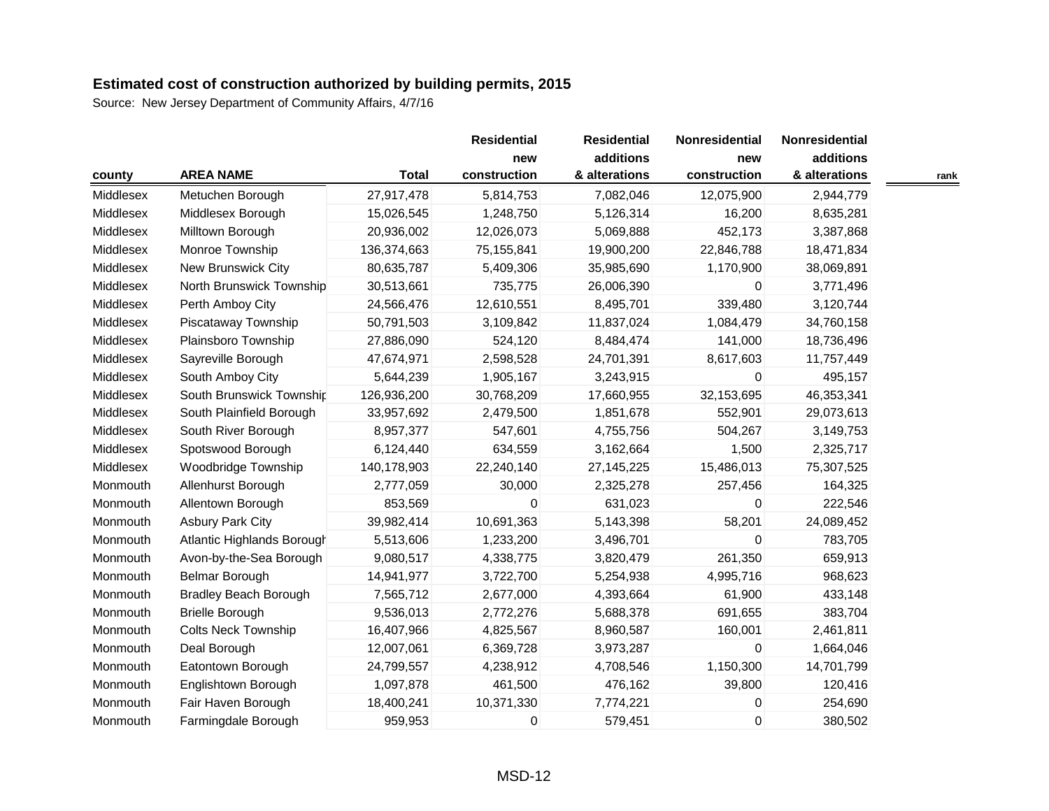**Estimated cost of construction authorized by building permits, 2015**

Source: New Jersey Department of Community Affairs, 4/7/16

| county | AREA NAME | Total | Residential new construction | Residential additions & alterations | Nonresidential new construction | Nonresidential additions & alterations | rank |
|---|---|---|---|---|---|---|---|
| Middlesex | Metuchen Borough | 27,917,478 | 5,814,753 | 7,082,046 | 12,075,900 | 2,944,779 | |
| Middlesex | Middlesex Borough | 15,026,545 | 1,248,750 | 5,126,314 | 16,200 | 8,635,281 | |
| Middlesex | Milltown Borough | 20,936,002 | 12,026,073 | 5,069,888 | 452,173 | 3,387,868 | |
| Middlesex | Monroe Township | 136,374,663 | 75,155,841 | 19,900,200 | 22,846,788 | 18,471,834 | |
| Middlesex | New Brunswick City | 80,635,787 | 5,409,306 | 35,985,690 | 1,170,900 | 38,069,891 | |
| Middlesex | North Brunswick Township | 30,513,661 | 735,775 | 26,006,390 | 0 | 3,771,496 | |
| Middlesex | Perth Amboy City | 24,566,476 | 12,610,551 | 8,495,701 | 339,480 | 3,120,744 | |
| Middlesex | Piscataway Township | 50,791,503 | 3,109,842 | 11,837,024 | 1,084,479 | 34,760,158 | |
| Middlesex | Plainsboro Township | 27,886,090 | 524,120 | 8,484,474 | 141,000 | 18,736,496 | |
| Middlesex | Sayreville Borough | 47,674,971 | 2,598,528 | 24,701,391 | 8,617,603 | 11,757,449 | |
| Middlesex | South Amboy City | 5,644,239 | 1,905,167 | 3,243,915 | 0 | 495,157 | |
| Middlesex | South Brunswick Township | 126,936,200 | 30,768,209 | 17,660,955 | 32,153,695 | 46,353,341 | |
| Middlesex | South Plainfield Borough | 33,957,692 | 2,479,500 | 1,851,678 | 552,901 | 29,073,613 | |
| Middlesex | South River Borough | 8,957,377 | 547,601 | 4,755,756 | 504,267 | 3,149,753 | |
| Middlesex | Spotswood Borough | 6,124,440 | 634,559 | 3,162,664 | 1,500 | 2,325,717 | |
| Middlesex | Woodbridge Township | 140,178,903 | 22,240,140 | 27,145,225 | 15,486,013 | 75,307,525 | |
| Monmouth | Allenhurst Borough | 2,777,059 | 30,000 | 2,325,278 | 257,456 | 164,325 | |
| Monmouth | Allentown Borough | 853,569 | 0 | 631,023 | 0 | 222,546 | |
| Monmouth | Asbury Park City | 39,982,414 | 10,691,363 | 5,143,398 | 58,201 | 24,089,452 | |
| Monmouth | Atlantic Highlands Borough | 5,513,606 | 1,233,200 | 3,496,701 | 0 | 783,705 | |
| Monmouth | Avon-by-the-Sea Borough | 9,080,517 | 4,338,775 | 3,820,479 | 261,350 | 659,913 | |
| Monmouth | Belmar Borough | 14,941,977 | 3,722,700 | 5,254,938 | 4,995,716 | 968,623 | |
| Monmouth | Bradley Beach Borough | 7,565,712 | 2,677,000 | 4,393,664 | 61,900 | 433,148 | |
| Monmouth | Brielle Borough | 9,536,013 | 2,772,276 | 5,688,378 | 691,655 | 383,704 | |
| Monmouth | Colts Neck Township | 16,407,966 | 4,825,567 | 8,960,587 | 160,001 | 2,461,811 | |
| Monmouth | Deal Borough | 12,007,061 | 6,369,728 | 3,973,287 | 0 | 1,664,046 | |
| Monmouth | Eatontown Borough | 24,799,557 | 4,238,912 | 4,708,546 | 1,150,300 | 14,701,799 | |
| Monmouth | Englishtown Borough | 1,097,878 | 461,500 | 476,162 | 39,800 | 120,416 | |
| Monmouth | Fair Haven Borough | 18,400,241 | 10,371,330 | 7,774,221 | 0 | 254,690 | |
| Monmouth | Farmingdale Borough | 959,953 | 0 | 579,451 | 0 | 380,502 | |

MSD-12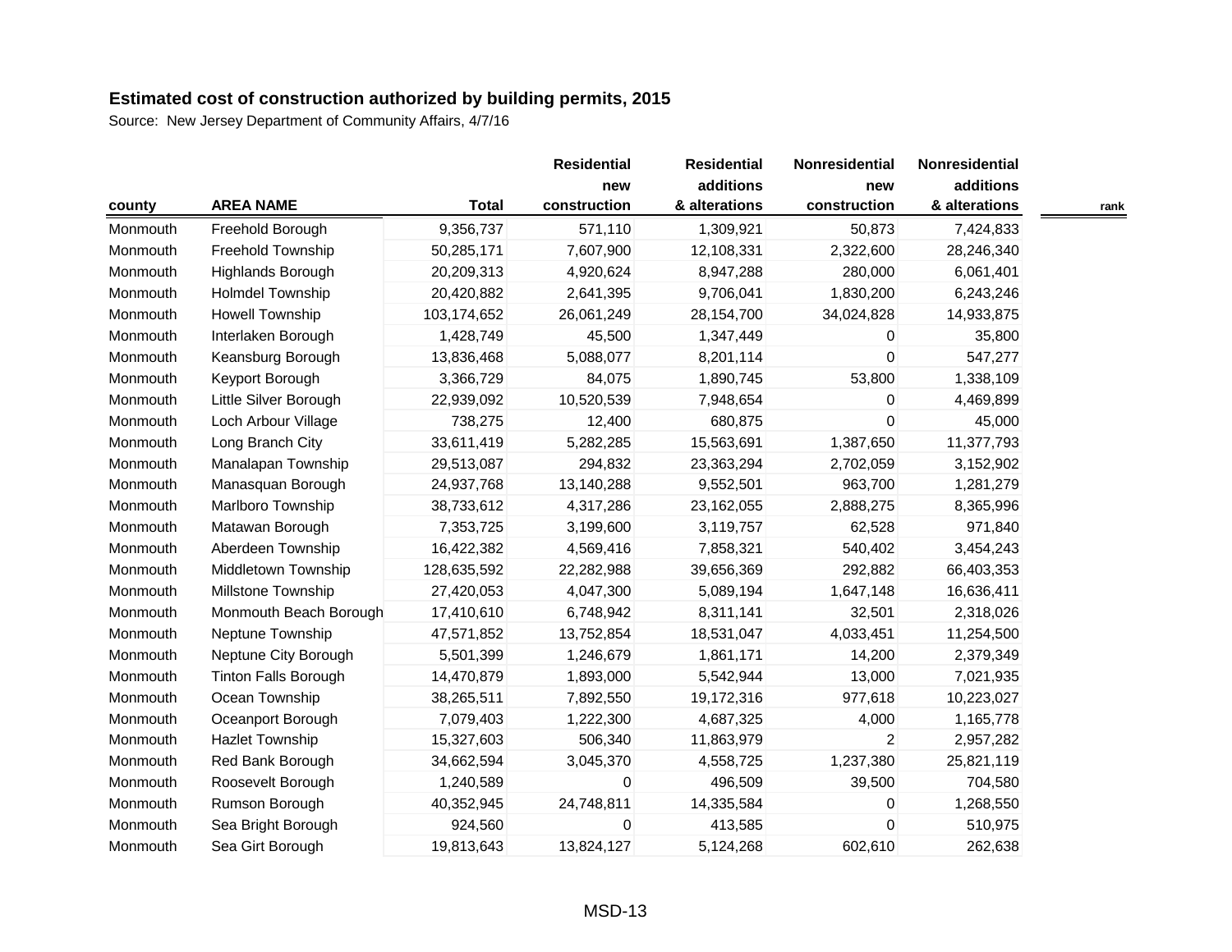# Estimated cost of construction authorized by building permits, 2015

Source: New Jersey Department of Community Affairs, 4/7/16

| county | AREA NAME | Total | Residential new construction | Residential additions & alterations | Nonresidential new construction | Nonresidential additions & alterations | rank |
|---|---|---|---|---|---|---|---|
| Monmouth | Freehold Borough | 9,356,737 | 571,110 | 1,309,921 | 50,873 | 7,424,833 | |
| Monmouth | Freehold Township | 50,285,171 | 7,607,900 | 12,108,331 | 2,322,600 | 28,246,340 | |
| Monmouth | Highlands Borough | 20,209,313 | 4,920,624 | 8,947,288 | 280,000 | 6,061,401 | |
| Monmouth | Holmdel Township | 20,420,882 | 2,641,395 | 9,706,041 | 1,830,200 | 6,243,246 | |
| Monmouth | Howell Township | 103,174,652 | 26,061,249 | 28,154,700 | 34,024,828 | 14,933,875 | |
| Monmouth | Interlaken Borough | 1,428,749 | 45,500 | 1,347,449 | 0 | 35,800 | |
| Monmouth | Keansburg Borough | 13,836,468 | 5,088,077 | 8,201,114 | 0 | 547,277 | |
| Monmouth | Keyport Borough | 3,366,729 | 84,075 | 1,890,745 | 53,800 | 1,338,109 | |
| Monmouth | Little Silver Borough | 22,939,092 | 10,520,539 | 7,948,654 | 0 | 4,469,899 | |
| Monmouth | Loch Arbour Village | 738,275 | 12,400 | 680,875 | 0 | 45,000 | |
| Monmouth | Long Branch City | 33,611,419 | 5,282,285 | 15,563,691 | 1,387,650 | 11,377,793 | |
| Monmouth | Manalapan Township | 29,513,087 | 294,832 | 23,363,294 | 2,702,059 | 3,152,902 | |
| Monmouth | Manasquan Borough | 24,937,768 | 13,140,288 | 9,552,501 | 963,700 | 1,281,279 | |
| Monmouth | Marlboro Township | 38,733,612 | 4,317,286 | 23,162,055 | 2,888,275 | 8,365,996 | |
| Monmouth | Matawan Borough | 7,353,725 | 3,199,600 | 3,119,757 | 62,528 | 971,840 | |
| Monmouth | Aberdeen Township | 16,422,382 | 4,569,416 | 7,858,321 | 540,402 | 3,454,243 | |
| Monmouth | Middletown Township | 128,635,592 | 22,282,988 | 39,656,369 | 292,882 | 66,403,353 | |
| Monmouth | Millstone Township | 27,420,053 | 4,047,300 | 5,089,194 | 1,647,148 | 16,636,411 | |
| Monmouth | Monmouth Beach Borough | 17,410,610 | 6,748,942 | 8,311,141 | 32,501 | 2,318,026 | |
| Monmouth | Neptune Township | 47,571,852 | 13,752,854 | 18,531,047 | 4,033,451 | 11,254,500 | |
| Monmouth | Neptune City Borough | 5,501,399 | 1,246,679 | 1,861,171 | 14,200 | 2,379,349 | |
| Monmouth | Tinton Falls Borough | 14,470,879 | 1,893,000 | 5,542,944 | 13,000 | 7,021,935 | |
| Monmouth | Ocean Township | 38,265,511 | 7,892,550 | 19,172,316 | 977,618 | 10,223,027 | |
| Monmouth | Oceanport Borough | 7,079,403 | 1,222,300 | 4,687,325 | 4,000 | 1,165,778 | |
| Monmouth | Hazlet Township | 15,327,603 | 506,340 | 11,863,979 | 2 | 2,957,282 | |
| Monmouth | Red Bank Borough | 34,662,594 | 3,045,370 | 4,558,725 | 1,237,380 | 25,821,119 | |
| Monmouth | Roosevelt Borough | 1,240,589 | 0 | 496,509 | 39,500 | 704,580 | |
| Monmouth | Rumson Borough | 40,352,945 | 24,748,811 | 14,335,584 | 0 | 1,268,550 | |
| Monmouth | Sea Bright Borough | 924,560 | 0 | 413,585 | 0 | 510,975 | |
| Monmouth | Sea Girt Borough | 19,813,643 | 13,824,127 | 5,124,268 | 602,610 | 262,638 | |

MSD-13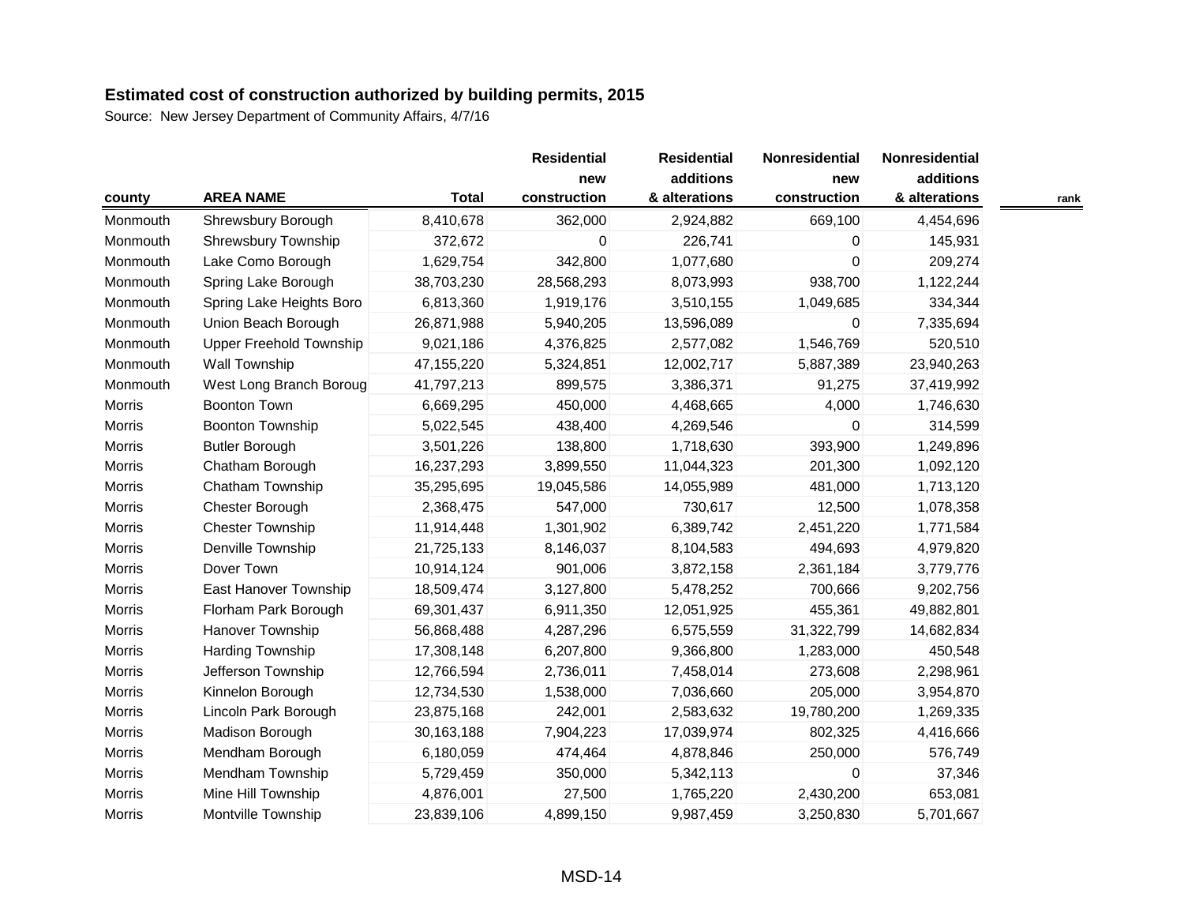**Estimated cost of construction authorized by building permits, 2015**

Source: New Jersey Department of Community Affairs, 4/7/16

| county | AREA NAME | Total | Residential new construction | Residential additions & alterations | Nonresidential new construction | Nonresidential additions & alterations | rank |
|---|---|---|---|---|---|---|---|
| Monmouth | Shrewsbury Borough | 8,410,678 | 362,000 | 2,924,882 | 669,100 | 4,454,696 | |
| Monmouth | Shrewsbury Township | 372,672 | 0 | 226,741 | 0 | 145,931 | |
| Monmouth | Lake Como Borough | 1,629,754 | 342,800 | 1,077,680 | 0 | 209,274 | |
| Monmouth | Spring Lake Borough | 38,703,230 | 28,568,293 | 8,073,993 | 938,700 | 1,122,244 | |
| Monmouth | Spring Lake Heights Boro | 6,813,360 | 1,919,176 | 3,510,155 | 1,049,685 | 334,344 | |
| Monmouth | Union Beach Borough | 26,871,988 | 5,940,205 | 13,596,089 | 0 | 7,335,694 | |
| Monmouth | Upper Freehold Township | 9,021,186 | 4,376,825 | 2,577,082 | 1,546,769 | 520,510 | |
| Monmouth | Wall Township | 47,155,220 | 5,324,851 | 12,002,717 | 5,887,389 | 23,940,263 | |
| Monmouth | West Long Branch Boroug | 41,797,213 | 899,575 | 3,386,371 | 91,275 | 37,419,992 | |
| Morris | Boonton Town | 6,669,295 | 450,000 | 4,468,665 | 4,000 | 1,746,630 | |
| Morris | Boonton Township | 5,022,545 | 438,400 | 4,269,546 | 0 | 314,599 | |
| Morris | Butler Borough | 3,501,226 | 138,800 | 1,718,630 | 393,900 | 1,249,896 | |
| Morris | Chatham Borough | 16,237,293 | 3,899,550 | 11,044,323 | 201,300 | 1,092,120 | |
| Morris | Chatham Township | 35,295,695 | 19,045,586 | 14,055,989 | 481,000 | 1,713,120 | |
| Morris | Chester Borough | 2,368,475 | 547,000 | 730,617 | 12,500 | 1,078,358 | |
| Morris | Chester Township | 11,914,448 | 1,301,902 | 6,389,742 | 2,451,220 | 1,771,584 | |
| Morris | Denville Township | 21,725,133 | 8,146,037 | 8,104,583 | 494,693 | 4,979,820 | |
| Morris | Dover Town | 10,914,124 | 901,006 | 3,872,158 | 2,361,184 | 3,779,776 | |
| Morris | East Hanover Township | 18,509,474 | 3,127,800 | 5,478,252 | 700,666 | 9,202,756 | |
| Morris | Florham Park Borough | 69,301,437 | 6,911,350 | 12,051,925 | 455,361 | 49,882,801 | |
| Morris | Hanover Township | 56,868,488 | 4,287,296 | 6,575,559 | 31,322,799 | 14,682,834 | |
| Morris | Harding Township | 17,308,148 | 6,207,800 | 9,366,800 | 1,283,000 | 450,548 | |
| Morris | Jefferson Township | 12,766,594 | 2,736,011 | 7,458,014 | 273,608 | 2,298,961 | |
| Morris | Kinnelon Borough | 12,734,530 | 1,538,000 | 7,036,660 | 205,000 | 3,954,870 | |
| Morris | Lincoln Park Borough | 23,875,168 | 242,001 | 2,583,632 | 19,780,200 | 1,269,335 | |
| Morris | Madison Borough | 30,163,188 | 7,904,223 | 17,039,974 | 802,325 | 4,416,666 | |
| Morris | Mendham Borough | 6,180,059 | 474,464 | 4,878,846 | 250,000 | 576,749 | |
| Morris | Mendham Township | 5,729,459 | 350,000 | 5,342,113 | 0 | 37,346 | |
| Morris | Mine Hill Township | 4,876,001 | 27,500 | 1,765,220 | 2,430,200 | 653,081 | |
| Morris | Montville Township | 23,839,106 | 4,899,150 | 9,987,459 | 3,250,830 | 5,701,667 | |

MSD-14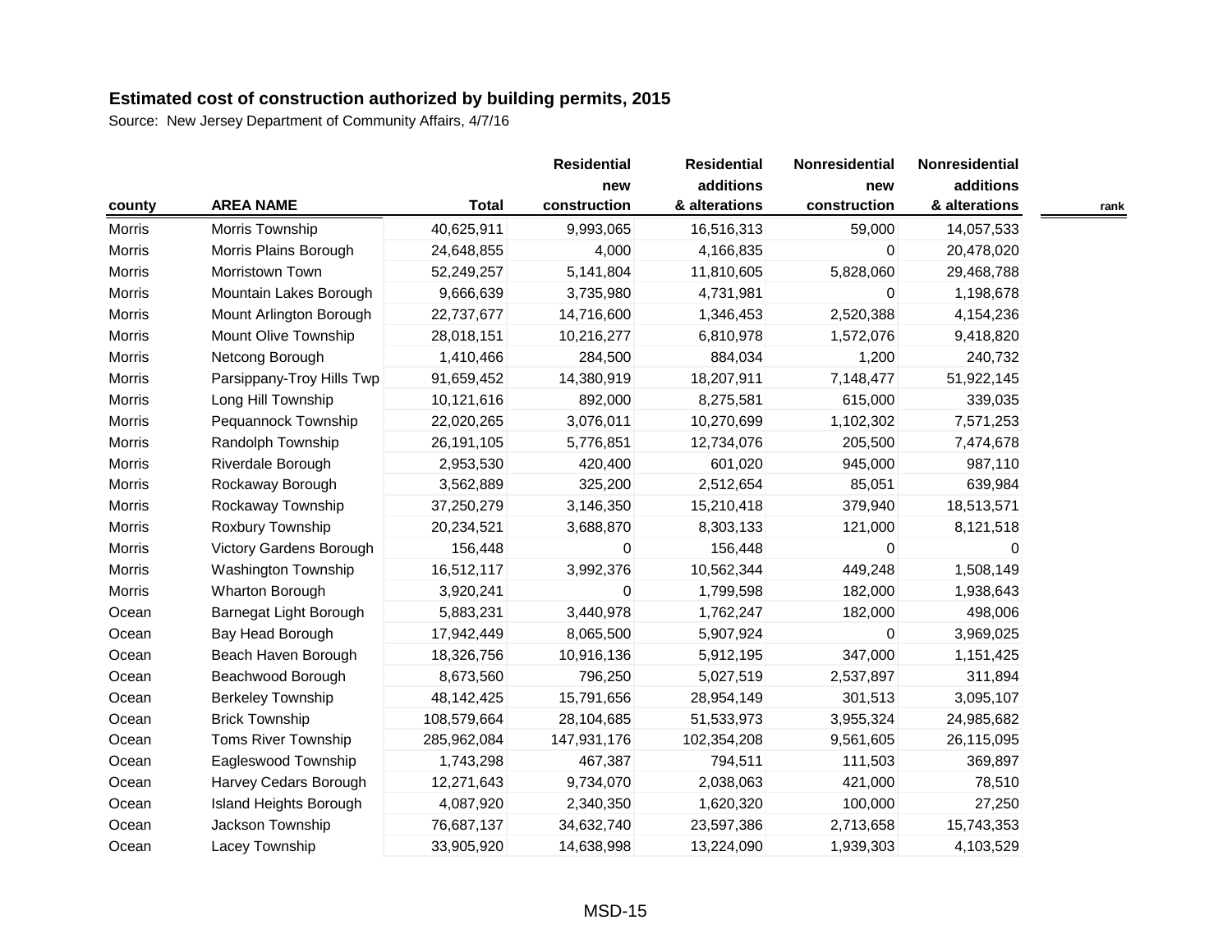**Estimated cost of construction authorized by building permits, 2015**

Source: New Jersey Department of Community Affairs, 4/7/16

| county | AREA NAME | Total | Residential new construction | Residential additions & alterations | Nonresidential new construction | Nonresidential additions & alterations | rank |
|---|---|---|---|---|---|---|---|
| Morris | Morris Township | 40,625,911 | 9,993,065 | 16,516,313 | 59,000 | 14,057,533 | |
| Morris | Morris Plains Borough | 24,648,855 | 4,000 | 4,166,835 | 0 | 20,478,020 | |
| Morris | Morristown Town | 52,249,257 | 5,141,804 | 11,810,605 | 5,828,060 | 29,468,788 | |
| Morris | Mountain Lakes Borough | 9,666,639 | 3,735,980 | 4,731,981 | 0 | 1,198,678 | |
| Morris | Mount Arlington Borough | 22,737,677 | 14,716,600 | 1,346,453 | 2,520,388 | 4,154,236 | |
| Morris | Mount Olive Township | 28,018,151 | 10,216,277 | 6,810,978 | 1,572,076 | 9,418,820 | |
| Morris | Netcong Borough | 1,410,466 | 284,500 | 884,034 | 1,200 | 240,732 | |
| Morris | Parsippany-Troy Hills Twp | 91,659,452 | 14,380,919 | 18,207,911 | 7,148,477 | 51,922,145 | |
| Morris | Long Hill Township | 10,121,616 | 892,000 | 8,275,581 | 615,000 | 339,035 | |
| Morris | Pequannock Township | 22,020,265 | 3,076,011 | 10,270,699 | 1,102,302 | 7,571,253 | |
| Morris | Randolph Township | 26,191,105 | 5,776,851 | 12,734,076 | 205,500 | 7,474,678 | |
| Morris | Riverdale Borough | 2,953,530 | 420,400 | 601,020 | 945,000 | 987,110 | |
| Morris | Rockaway Borough | 3,562,889 | 325,200 | 2,512,654 | 85,051 | 639,984 | |
| Morris | Rockaway Township | 37,250,279 | 3,146,350 | 15,210,418 | 379,940 | 18,513,571 | |
| Morris | Roxbury Township | 20,234,521 | 3,688,870 | 8,303,133 | 121,000 | 8,121,518 | |
| Morris | Victory Gardens Borough | 156,448 | 0 | 156,448 | 0 | 0 | |
| Morris | Washington Township | 16,512,117 | 3,992,376 | 10,562,344 | 449,248 | 1,508,149 | |
| Morris | Wharton Borough | 3,920,241 | 0 | 1,799,598 | 182,000 | 1,938,643 | |
| Ocean | Barnegat Light Borough | 5,883,231 | 3,440,978 | 1,762,247 | 182,000 | 498,006 | |
| Ocean | Bay Head Borough | 17,942,449 | 8,065,500 | 5,907,924 | 0 | 3,969,025 | |
| Ocean | Beach Haven Borough | 18,326,756 | 10,916,136 | 5,912,195 | 347,000 | 1,151,425 | |
| Ocean | Beachwood Borough | 8,673,560 | 796,250 | 5,027,519 | 2,537,897 | 311,894 | |
| Ocean | Berkeley Township | 48,142,425 | 15,791,656 | 28,954,149 | 301,513 | 3,095,107 | |
| Ocean | Brick Township | 108,579,664 | 28,104,685 | 51,533,973 | 3,955,324 | 24,985,682 | |
| Ocean | Toms River Township | 285,962,084 | 147,931,176 | 102,354,208 | 9,561,605 | 26,115,095 | |
| Ocean | Eagleswood Township | 1,743,298 | 467,387 | 794,511 | 111,503 | 369,897 | |
| Ocean | Harvey Cedars Borough | 12,271,643 | 9,734,070 | 2,038,063 | 421,000 | 78,510 | |
| Ocean | Island Heights Borough | 4,087,920 | 2,340,350 | 1,620,320 | 100,000 | 27,250 | |
| Ocean | Jackson Township | 76,687,137 | 34,632,740 | 23,597,386 | 2,713,658 | 15,743,353 | |
| Ocean | Lacey Township | 33,905,920 | 14,638,998 | 13,224,090 | 1,939,303 | 4,103,529 | |

MSD-15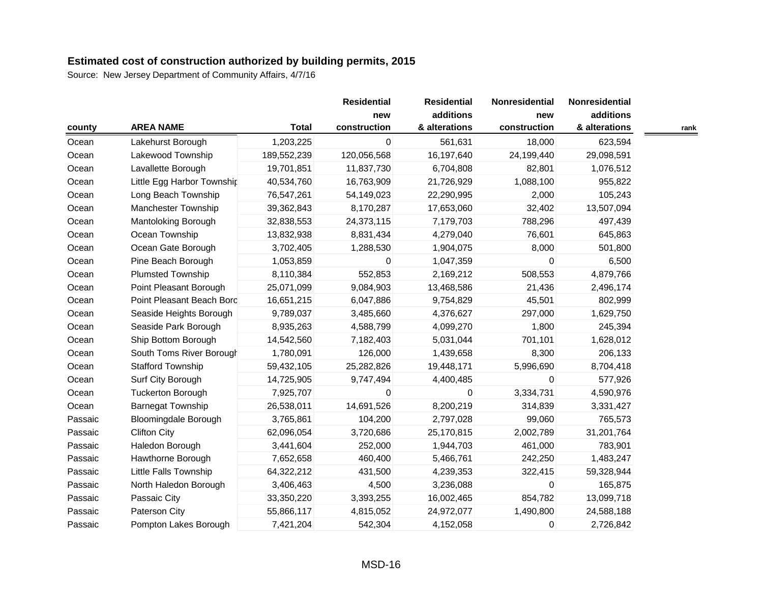**Estimated cost of construction authorized by building permits, 2015**

Source: New Jersey Department of Community Affairs, 4/7/16

| county | AREA NAME | Total | Residential new construction | Residential additions & alterations | Nonresidential new construction | Nonresidential additions & alterations | rank |
|---|---|---|---|---|---|---|---|
| Ocean | Lakehurst Borough | 1,203,225 | 0 | 561,631 | 18,000 | 623,594 | |
| Ocean | Lakewood Township | 189,552,239 | 120,056,568 | 16,197,640 | 24,199,440 | 29,098,591 | |
| Ocean | Lavallette Borough | 19,701,851 | 11,837,730 | 6,704,808 | 82,801 | 1,076,512 | |
| Ocean | Little Egg Harbor Townshi | 40,534,760 | 16,763,909 | 21,726,929 | 1,088,100 | 955,822 | |
| Ocean | Long Beach Township | 76,547,261 | 54,149,023 | 22,290,995 | 2,000 | 105,243 | |
| Ocean | Manchester Township | 39,362,843 | 8,170,287 | 17,653,060 | 32,402 | 13,507,094 | |
| Ocean | Mantoloking Borough | 32,838,553 | 24,373,115 | 7,179,703 | 788,296 | 497,439 | |
| Ocean | Ocean Township | 13,832,938 | 8,831,434 | 4,279,040 | 76,601 | 645,863 | |
| Ocean | Ocean Gate Borough | 3,702,405 | 1,288,530 | 1,904,075 | 8,000 | 501,800 | |
| Ocean | Pine Beach Borough | 1,053,859 | 0 | 1,047,359 | 0 | 6,500 | |
| Ocean | Plumsted Township | 8,110,384 | 552,853 | 2,169,212 | 508,553 | 4,879,766 | |
| Ocean | Point Pleasant Borough | 25,071,099 | 9,084,903 | 13,468,586 | 21,436 | 2,496,174 | |
| Ocean | Point Pleasant Beach Boro | 16,651,215 | 6,047,886 | 9,754,829 | 45,501 | 802,999 | |
| Ocean | Seaside Heights Borough | 9,789,037 | 3,485,660 | 4,376,627 | 297,000 | 1,629,750 | |
| Ocean | Seaside Park Borough | 8,935,263 | 4,588,799 | 4,099,270 | 1,800 | 245,394 | |
| Ocean | Ship Bottom Borough | 14,542,560 | 7,182,403 | 5,031,044 | 701,101 | 1,628,012 | |
| Ocean | South Toms River Boroug | 1,780,091 | 126,000 | 1,439,658 | 8,300 | 206,133 | |
| Ocean | Stafford Township | 59,432,105 | 25,282,826 | 19,448,171 | 5,996,690 | 8,704,418 | |
| Ocean | Surf City Borough | 14,725,905 | 9,747,494 | 4,400,485 | 0 | 577,926 | |
| Ocean | Tuckerton Borough | 7,925,707 | 0 | 0 | 3,334,731 | 4,590,976 | |
| Ocean | Barnegat Township | 26,538,011 | 14,691,526 | 8,200,219 | 314,839 | 3,331,427 | |
| Passaic | Bloomingdale Borough | 3,765,861 | 104,200 | 2,797,028 | 99,060 | 765,573 | |
| Passaic | Clifton City | 62,096,054 | 3,720,686 | 25,170,815 | 2,002,789 | 31,201,764 | |
| Passaic | Haledon Borough | 3,441,604 | 252,000 | 1,944,703 | 461,000 | 783,901 | |
| Passaic | Hawthorne Borough | 7,652,658 | 460,400 | 5,466,761 | 242,250 | 1,483,247 | |
| Passaic | Little Falls Township | 64,322,212 | 431,500 | 4,239,353 | 322,415 | 59,328,944 | |
| Passaic | North Haledon Borough | 3,406,463 | 4,500 | 3,236,088 | 0 | 165,875 | |
| Passaic | Passaic City | 33,350,220 | 3,393,255 | 16,002,465 | 854,782 | 13,099,718 | |
| Passaic | Paterson City | 55,866,117 | 4,815,052 | 24,972,077 | 1,490,800 | 24,588,188 | |
| Passaic | Pompton Lakes Borough | 7,421,204 | 542,304 | 4,152,058 | 0 | 2,726,842 | |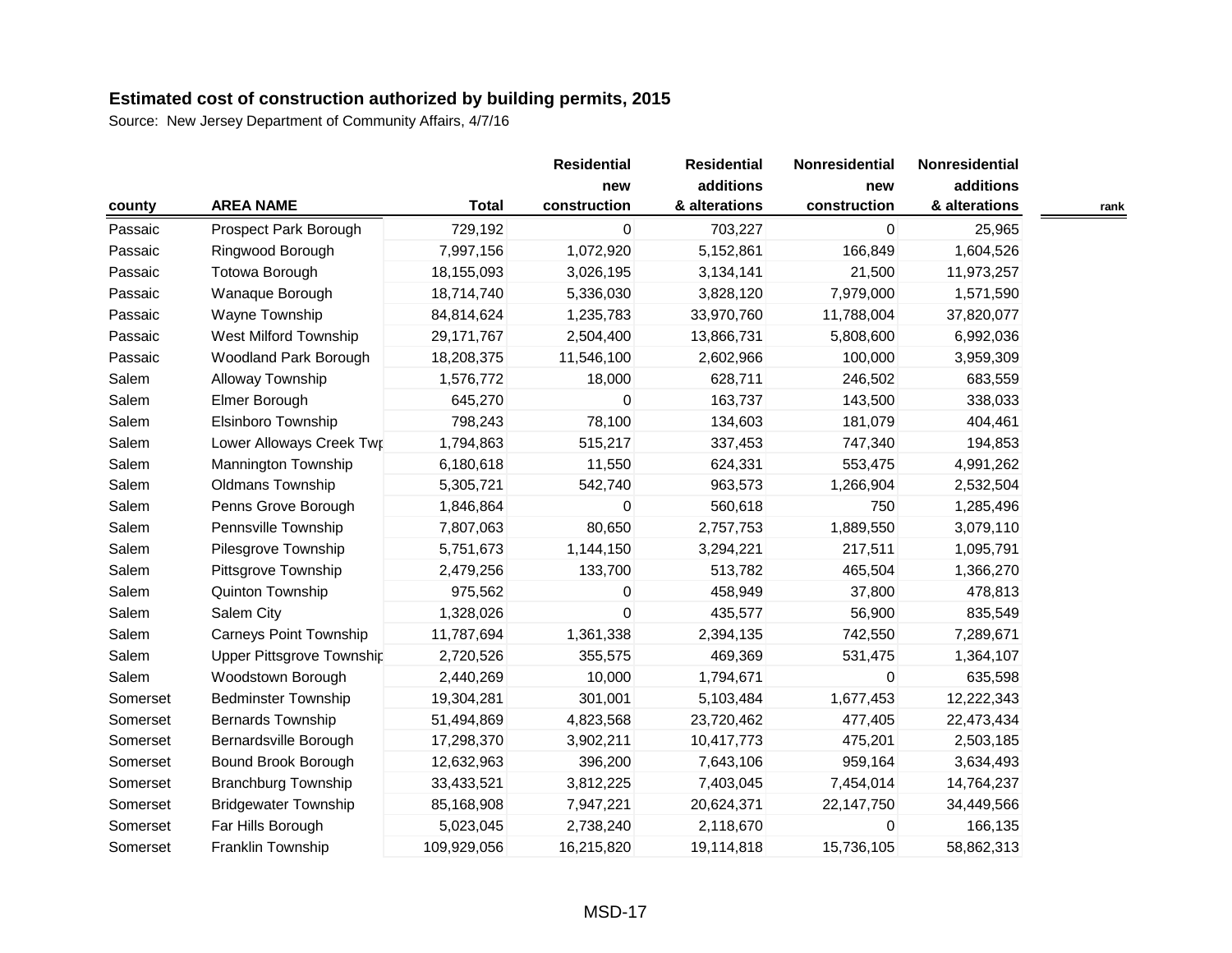## Estimated cost of construction authorized by building permits, 2015

Source: New Jersey Department of Community Affairs, 4/7/16

| county | AREA NAME | Total | Residential new construction | Residential additions & alterations | Nonresidential new construction | Nonresidential additions & alterations | rank |
|---|---|---|---|---|---|---|---|
| Passaic | Prospect Park Borough | 729,192 | 0 | 703,227 | 0 | 25,965 | |
| Passaic | Ringwood Borough | 7,997,156 | 1,072,920 | 5,152,861 | 166,849 | 1,604,526 | |
| Passaic | Totowa Borough | 18,155,093 | 3,026,195 | 3,134,141 | 21,500 | 11,973,257 | |
| Passaic | Wanaque Borough | 18,714,740 | 5,336,030 | 3,828,120 | 7,979,000 | 1,571,590 | |
| Passaic | Wayne Township | 84,814,624 | 1,235,783 | 33,970,760 | 11,788,004 | 37,820,077 | |
| Passaic | West Milford Township | 29,171,767 | 2,504,400 | 13,866,731 | 5,808,600 | 6,992,036 | |
| Passaic | Woodland Park Borough | 18,208,375 | 11,546,100 | 2,602,966 | 100,000 | 3,959,309 | |
| Salem | Alloway Township | 1,576,772 | 18,000 | 628,711 | 246,502 | 683,559 | |
| Salem | Elmer Borough | 645,270 | 0 | 163,737 | 143,500 | 338,033 | |
| Salem | Elsinboro Township | 798,243 | 78,100 | 134,603 | 181,079 | 404,461 | |
| Salem | Lower Alloways Creek Twp | 1,794,863 | 515,217 | 337,453 | 747,340 | 194,853 | |
| Salem | Mannington Township | 6,180,618 | 11,550 | 624,331 | 553,475 | 4,991,262 | |
| Salem | Oldmans Township | 5,305,721 | 542,740 | 963,573 | 1,266,904 | 2,532,504 | |
| Salem | Penns Grove Borough | 1,846,864 | 0 | 560,618 | 750 | 1,285,496 | |
| Salem | Pennsville Township | 7,807,063 | 80,650 | 2,757,753 | 1,889,550 | 3,079,110 | |
| Salem | Pilesgrove Township | 5,751,673 | 1,144,150 | 3,294,221 | 217,511 | 1,095,791 | |
| Salem | Pittsgrove Township | 2,479,256 | 133,700 | 513,782 | 465,504 | 1,366,270 | |
| Salem | Quinton Township | 975,562 | 0 | 458,949 | 37,800 | 478,813 | |
| Salem | Salem City | 1,328,026 | 0 | 435,577 | 56,900 | 835,549 | |
| Salem | Carneys Point Township | 11,787,694 | 1,361,338 | 2,394,135 | 742,550 | 7,289,671 | |
| Salem | Upper Pittsgrove Township | 2,720,526 | 355,575 | 469,369 | 531,475 | 1,364,107 | |
| Salem | Woodstown Borough | 2,440,269 | 10,000 | 1,794,671 | 0 | 635,598 | |
| Somerset | Bedminster Township | 19,304,281 | 301,001 | 5,103,484 | 1,677,453 | 12,222,343 | |
| Somerset | Bernards Township | 51,494,869 | 4,823,568 | 23,720,462 | 477,405 | 22,473,434 | |
| Somerset | Bernardsville Borough | 17,298,370 | 3,902,211 | 10,417,773 | 475,201 | 2,503,185 | |
| Somerset | Bound Brook Borough | 12,632,963 | 396,200 | 7,643,106 | 959,164 | 3,634,493 | |
| Somerset | Branchburg Township | 33,433,521 | 3,812,225 | 7,403,045 | 7,454,014 | 14,764,237 | |
| Somerset | Bridgewater Township | 85,168,908 | 7,947,221 | 20,624,371 | 22,147,750 | 34,449,566 | |
| Somerset | Far Hills Borough | 5,023,045 | 2,738,240 | 2,118,670 | 0 | 166,135 | |
| Somerset | Franklin Township | 109,929,056 | 16,215,820 | 19,114,818 | 15,736,105 | 58,862,313 | |

MSD-17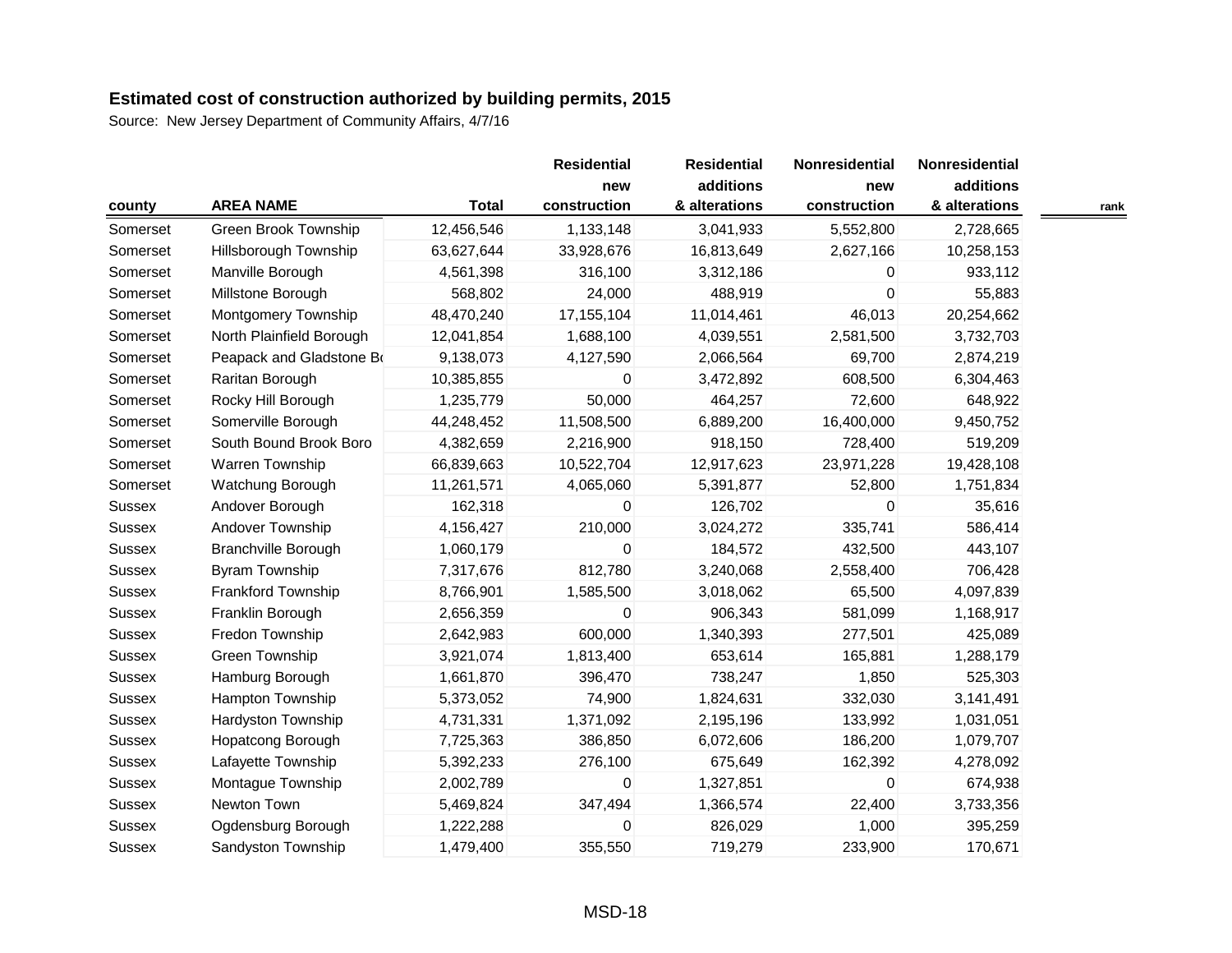# Estimated cost of construction authorized by building permits, 2015

Source: New Jersey Department of Community Affairs, 4/7/16

| county | AREA NAME | Total | Residential new construction | Residential additions & alterations | Nonresidential new construction | Nonresidential additions & alterations | rank |
|---|---|---|---|---|---|---|---|
| Somerset | Green Brook Township | 12,456,546 | 1,133,148 | 3,041,933 | 5,552,800 | 2,728,665 | |
| Somerset | Hillsborough Township | 63,627,644 | 33,928,676 | 16,813,649 | 2,627,166 | 10,258,153 | |
| Somerset | Manville Borough | 4,561,398 | 316,100 | 3,312,186 | 0 | 933,112 | |
| Somerset | Millstone Borough | 568,802 | 24,000 | 488,919 | 0 | 55,883 | |
| Somerset | Montgomery Township | 48,470,240 | 17,155,104 | 11,014,461 | 46,013 | 20,254,662 | |
| Somerset | North Plainfield Borough | 12,041,854 | 1,688,100 | 4,039,551 | 2,581,500 | 3,732,703 | |
| Somerset | Peapack and Gladstone Bo | 9,138,073 | 4,127,590 | 2,066,564 | 69,700 | 2,874,219 | |
| Somerset | Raritan Borough | 10,385,855 | 0 | 3,472,892 | 608,500 | 6,304,463 | |
| Somerset | Rocky Hill Borough | 1,235,779 | 50,000 | 464,257 | 72,600 | 648,922 | |
| Somerset | Somerville Borough | 44,248,452 | 11,508,500 | 6,889,200 | 16,400,000 | 9,450,752 | |
| Somerset | South Bound Brook Boro | 4,382,659 | 2,216,900 | 918,150 | 728,400 | 519,209 | |
| Somerset | Warren Township | 66,839,663 | 10,522,704 | 12,917,623 | 23,971,228 | 19,428,108 | |
| Somerset | Watchung Borough | 11,261,571 | 4,065,060 | 5,391,877 | 52,800 | 1,751,834 | |
| Sussex | Andover Borough | 162,318 | 0 | 126,702 | 0 | 35,616 | |
| Sussex | Andover Township | 4,156,427 | 210,000 | 3,024,272 | 335,741 | 586,414 | |
| Sussex | Branchville Borough | 1,060,179 | 0 | 184,572 | 432,500 | 443,107 | |
| Sussex | Byram Township | 7,317,676 | 812,780 | 3,240,068 | 2,558,400 | 706,428 | |
| Sussex | Frankford Township | 8,766,901 | 1,585,500 | 3,018,062 | 65,500 | 4,097,839 | |
| Sussex | Franklin Borough | 2,656,359 | 0 | 906,343 | 581,099 | 1,168,917 | |
| Sussex | Fredon Township | 2,642,983 | 600,000 | 1,340,393 | 277,501 | 425,089 | |
| Sussex | Green Township | 3,921,074 | 1,813,400 | 653,614 | 165,881 | 1,288,179 | |
| Sussex | Hamburg Borough | 1,661,870 | 396,470 | 738,247 | 1,850 | 525,303 | |
| Sussex | Hampton Township | 5,373,052 | 74,900 | 1,824,631 | 332,030 | 3,141,491 | |
| Sussex | Hardyston Township | 4,731,331 | 1,371,092 | 2,195,196 | 133,992 | 1,031,051 | |
| Sussex | Hopatcong Borough | 7,725,363 | 386,850 | 6,072,606 | 186,200 | 1,079,707 | |
| Sussex | Lafayette Township | 5,392,233 | 276,100 | 675,649 | 162,392 | 4,278,092 | |
| Sussex | Montague Township | 2,002,789 | 0 | 1,327,851 | 0 | 674,938 | |
| Sussex | Newton Town | 5,469,824 | 347,494 | 1,366,574 | 22,400 | 3,733,356 | |
| Sussex | Ogdensburg Borough | 1,222,288 | 0 | 826,029 | 1,000 | 395,259 | |
| Sussex | Sandyston Township | 1,479,400 | 355,550 | 719,279 | 233,900 | 170,671 | |

MSD-18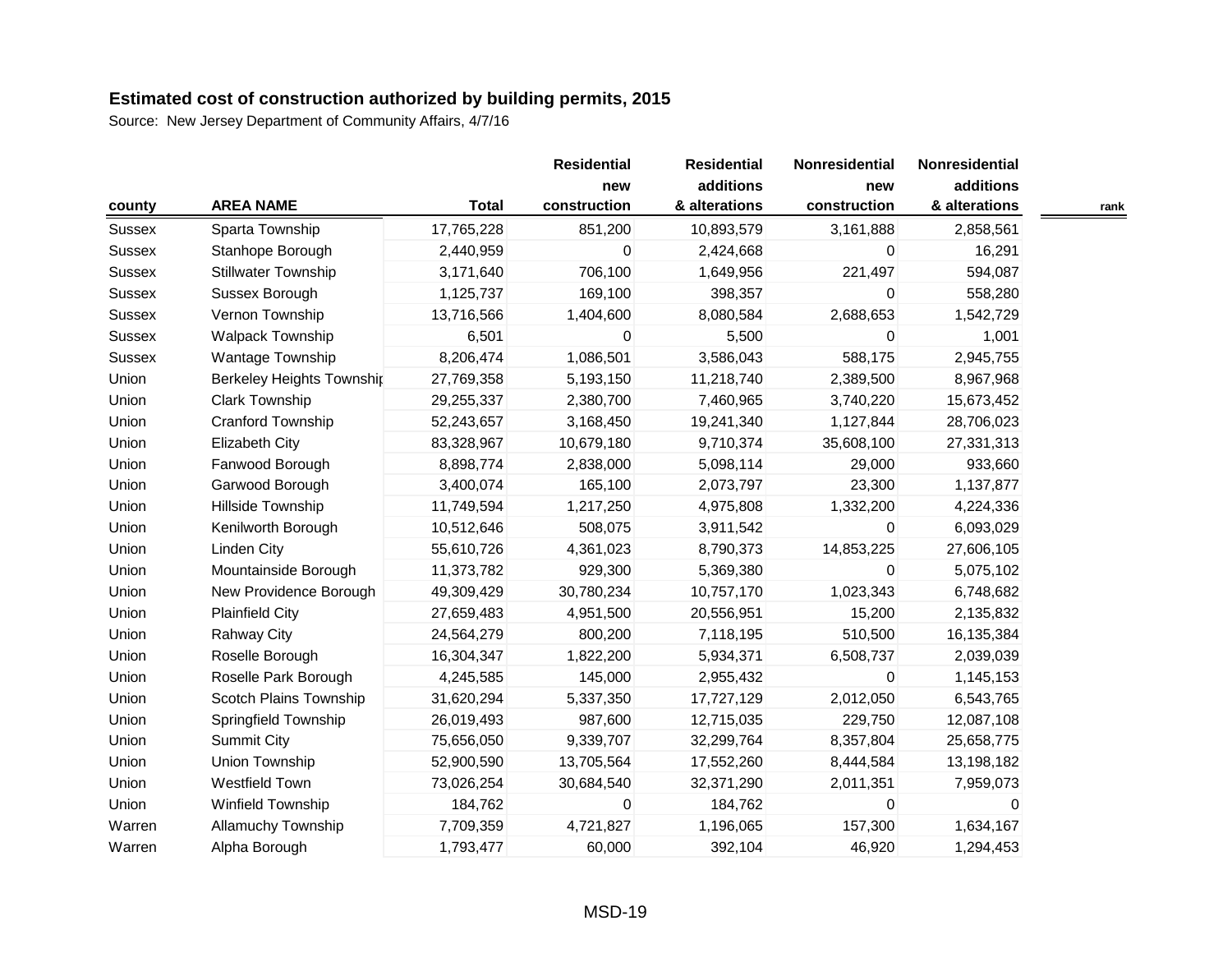## Estimated cost of construction authorized by building permits, 2015

Source: New Jersey Department of Community Affairs, 4/7/16

| county | AREA NAME | Total | Residential new construction | Residential additions & alterations | Nonresidential new construction | Nonresidential additions & alterations | rank |
|---|---|---|---|---|---|---|---|
| Sussex | Sparta Township | 17,765,228 | 851,200 | 10,893,579 | 3,161,888 | 2,858,561 | |
| Sussex | Stanhope Borough | 2,440,959 | 0 | 2,424,668 | 0 | 16,291 | |
| Sussex | Stillwater Township | 3,171,640 | 706,100 | 1,649,956 | 221,497 | 594,087 | |
| Sussex | Sussex Borough | 1,125,737 | 169,100 | 398,357 | 0 | 558,280 | |
| Sussex | Vernon Township | 13,716,566 | 1,404,600 | 8,080,584 | 2,688,653 | 1,542,729 | |
| Sussex | Walpack Township | 6,501 | 0 | 5,500 | 0 | 1,001 | |
| Sussex | Wantage Township | 8,206,474 | 1,086,501 | 3,586,043 | 588,175 | 2,945,755 | |
| Union | Berkeley Heights Township | 27,769,358 | 5,193,150 | 11,218,740 | 2,389,500 | 8,967,968 | |
| Union | Clark Township | 29,255,337 | 2,380,700 | 7,460,965 | 3,740,220 | 15,673,452 | |
| Union | Cranford Township | 52,243,657 | 3,168,450 | 19,241,340 | 1,127,844 | 28,706,023 | |
| Union | Elizabeth City | 83,328,967 | 10,679,180 | 9,710,374 | 35,608,100 | 27,331,313 | |
| Union | Fanwood Borough | 8,898,774 | 2,838,000 | 5,098,114 | 29,000 | 933,660 | |
| Union | Garwood Borough | 3,400,074 | 165,100 | 2,073,797 | 23,300 | 1,137,877 | |
| Union | Hillside Township | 11,749,594 | 1,217,250 | 4,975,808 | 1,332,200 | 4,224,336 | |
| Union | Kenilworth Borough | 10,512,646 | 508,075 | 3,911,542 | 0 | 6,093,029 | |
| Union | Linden City | 55,610,726 | 4,361,023 | 8,790,373 | 14,853,225 | 27,606,105 | |
| Union | Mountainside Borough | 11,373,782 | 929,300 | 5,369,380 | 0 | 5,075,102 | |
| Union | New Providence Borough | 49,309,429 | 30,780,234 | 10,757,170 | 1,023,343 | 6,748,682 | |
| Union | Plainfield City | 27,659,483 | 4,951,500 | 20,556,951 | 15,200 | 2,135,832 | |
| Union | Rahway City | 24,564,279 | 800,200 | 7,118,195 | 510,500 | 16,135,384 | |
| Union | Roselle Borough | 16,304,347 | 1,822,200 | 5,934,371 | 6,508,737 | 2,039,039 | |
| Union | Roselle Park Borough | 4,245,585 | 145,000 | 2,955,432 | 0 | 1,145,153 | |
| Union | Scotch Plains Township | 31,620,294 | 5,337,350 | 17,727,129 | 2,012,050 | 6,543,765 | |
| Union | Springfield Township | 26,019,493 | 987,600 | 12,715,035 | 229,750 | 12,087,108 | |
| Union | Summit City | 75,656,050 | 9,339,707 | 32,299,764 | 8,357,804 | 25,658,775 | |
| Union | Union Township | 52,900,590 | 13,705,564 | 17,552,260 | 8,444,584 | 13,198,182 | |
| Union | Westfield Town | 73,026,254 | 30,684,540 | 32,371,290 | 2,011,351 | 7,959,073 | |
| Union | Winfield Township | 184,762 | 0 | 184,762 | 0 | 0 | |
| Warren | Allamuchy Township | 7,709,359 | 4,721,827 | 1,196,065 | 157,300 | 1,634,167 | |
| Warren | Alpha Borough | 1,793,477 | 60,000 | 392,104 | 46,920 | 1,294,453 | |

MSD-19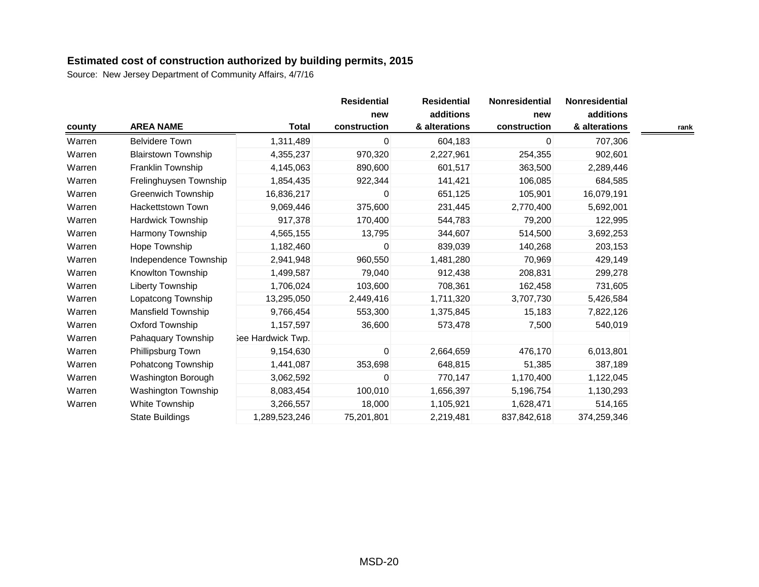## Estimated cost of construction authorized by building permits, 2015

Source: New Jersey Department of Community Affairs, 4/7/16

| county | AREA NAME | Total | Residential new construction | Residential additions & alterations | Nonresidential new construction | Nonresidential additions & alterations | rank |
|---|---|---|---|---|---|---|---|
| Warren | Belvidere Town | 1,311,489 | 0 | 604,183 | 0 | 707,306 | |
| Warren | Blairstown Township | 4,355,237 | 970,320 | 2,227,961 | 254,355 | 902,601 | |
| Warren | Franklin Township | 4,145,063 | 890,600 | 601,517 | 363,500 | 2,289,446 | |
| Warren | Frelinghuysen Township | 1,854,435 | 922,344 | 141,421 | 106,085 | 684,585 | |
| Warren | Greenwich Township | 16,836,217 | 0 | 651,125 | 105,901 | 16,079,191 | |
| Warren | Hackettstown Town | 9,069,446 | 375,600 | 231,445 | 2,770,400 | 5,692,001 | |
| Warren | Hardwick Township | 917,378 | 170,400 | 544,783 | 79,200 | 122,995 | |
| Warren | Harmony Township | 4,565,155 | 13,795 | 344,607 | 514,500 | 3,692,253 | |
| Warren | Hope Township | 1,182,460 | 0 | 839,039 | 140,268 | 203,153 | |
| Warren | Independence Township | 2,941,948 | 960,550 | 1,481,280 | 70,969 | 429,149 | |
| Warren | Knowlton Township | 1,499,587 | 79,040 | 912,438 | 208,831 | 299,278 | |
| Warren | Liberty Township | 1,706,024 | 103,600 | 708,361 | 162,458 | 731,605 | |
| Warren | Lopatcong Township | 13,295,050 | 2,449,416 | 1,711,320 | 3,707,730 | 5,426,584 | |
| Warren | Mansfield Township | 9,766,454 | 553,300 | 1,375,845 | 15,183 | 7,822,126 | |
| Warren | Oxford Township | 1,157,597 | 36,600 | 573,478 | 7,500 | 540,019 | |
| Warren | Pahaquary Township | See Hardwick Twp. | | | | | |
| Warren | Phillipsburg Town | 9,154,630 | 0 | 2,664,659 | 476,170 | 6,013,801 | |
| Warren | Pohatcong Township | 1,441,087 | 353,698 | 648,815 | 51,385 | 387,189 | |
| Warren | Washington Borough | 3,062,592 | 0 | 770,147 | 1,170,400 | 1,122,045 | |
| Warren | Washington Township | 8,083,454 | 100,010 | 1,656,397 | 5,196,754 | 1,130,293 | |
| Warren | White Township | 3,266,557 | 18,000 | 1,105,921 | 1,628,471 | 514,165 | |
| | State Buildings | 1,289,523,246 | 75,201,801 | 2,219,481 | 837,842,618 | 374,259,346 | |

MSD-20